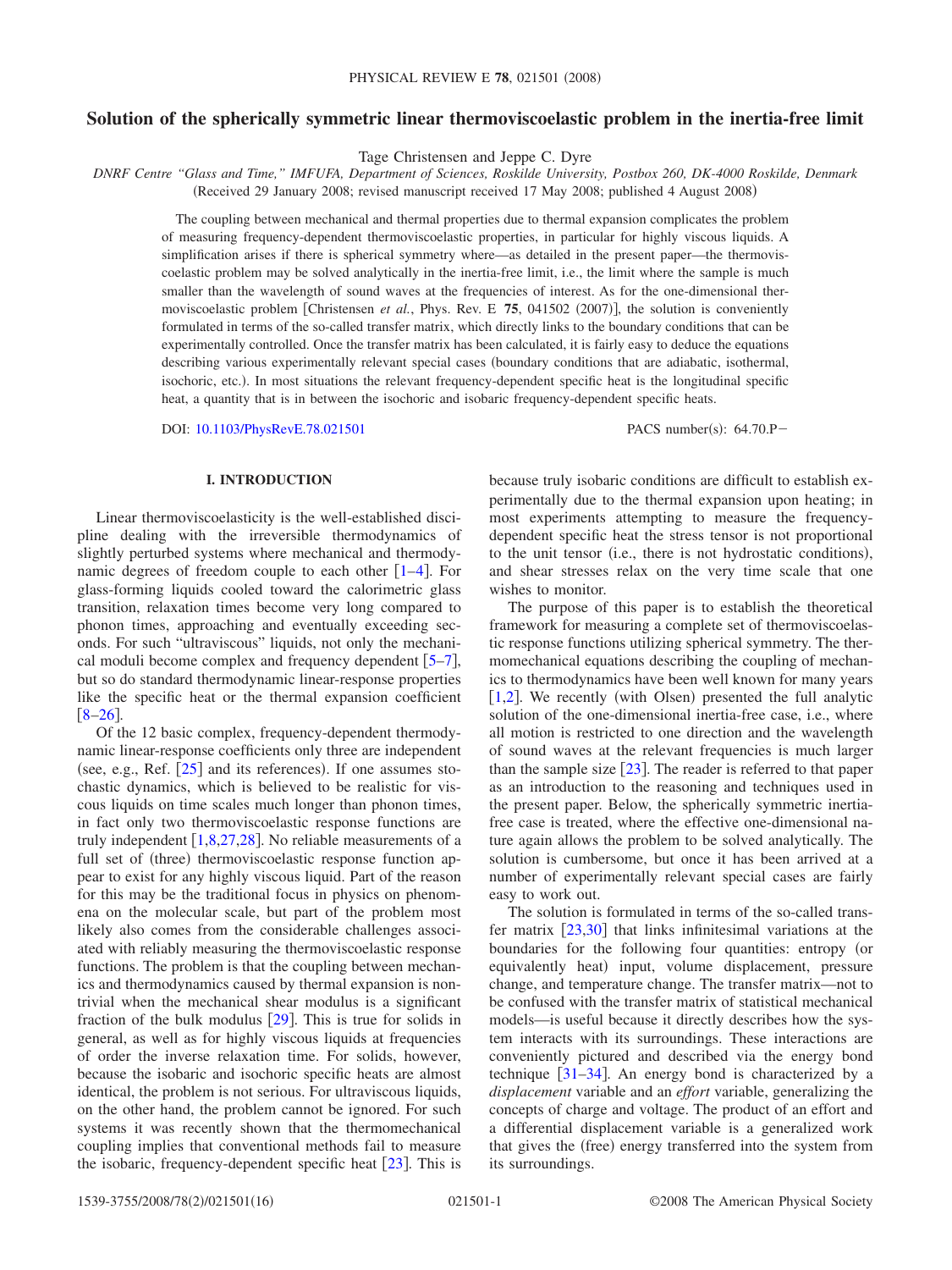# Solution of the spherically symmetric linear thermoviscoelastic problem in the inertia-free limit

Tage Christensen and Jeppe C. Dyre

*DNRF Centre "Glass and Time," IMFUFA, Department of Sciences, Roskilde University, Postbox 260, DK-4000 Roskilde, Denmark*

(Received 29 January 2008; revised manuscript received 17 May 2008; published 4 August 2008)

The coupling between mechanical and thermal properties due to thermal expansion complicates the problem of measuring frequency-dependent thermoviscoelastic properties, in particular for highly viscous liquids. A simplification arises if there is spherical symmetry where—as detailed in the present paper—the thermoviscoelastic problem may be solved analytically in the inertia-free limit, i.e., the limit where the sample is much smaller than the wavelength of sound waves at the frequencies of interest. As for the one-dimensional thermoviscoelastic problem [Christensen *et al.*, Phys. Rev. E **75**, 041502 (2007)], the solution is conveniently formulated in terms of the so-called transfer matrix, which directly links to the boundary conditions that can be experimentally controlled. Once the transfer matrix has been calculated, it is fairly easy to deduce the equations describing various experimentally relevant special cases (boundary conditions that are adiabatic, isothermal, isochoric, etc.). In most situations the relevant frequency-dependent specific heat is the longitudinal specific heat, a quantity that is in between the isochoric and isobaric frequency-dependent specific heats.

DOI: 10.1103/PhysRevE.78.021501 PACS number(s): 64.70.P−

## I. INTRODUCTION

Linear thermoviscoelasticity is the well-established discipline dealing with the irreversible thermodynamics of slightly perturbed systems where mechanical and thermodynamic degrees of freedom couple to each other [1–4]. For glass-forming liquids cooled toward the calorimetric glass transition, relaxation times become very long compared to phonon times, approaching and eventually exceeding seconds. For such "ultraviscous" liquids, not only the mechanical moduli become complex and frequency dependent [5–7], but so do standard thermodynamic linear-response properties like the specific heat or the thermal expansion coefficient [8–26].

Of the 12 basic complex, frequency-dependent thermodynamic linear-response coefficients only three are independent (see, e.g., Ref. [25] and its references). If one assumes stochastic dynamics, which is believed to be realistic for viscous liquids on time scales much longer than phonon times, in fact only two thermoviscoelastic response functions are truly independent [1,8,27,28]. No reliable measurements of a full set of (three) thermoviscoelastic response function appear to exist for any highly viscous liquid. Part of the reason for this may be the traditional focus in physics on phenomena on the molecular scale, but part of the problem most likely also comes from the considerable challenges associated with reliably measuring the thermoviscoelastic response functions. The problem is that the coupling between mechanics and thermodynamics caused by thermal expansion is nontrivial when the mechanical shear modulus is a significant fraction of the bulk modulus [29]. This is true for solids in general, as well as for highly viscous liquids at frequencies of order the inverse relaxation time. For solids, however, because the isobaric and isochoric specific heats are almost identical, the problem is not serious. For ultraviscous liquids, on the other hand, the problem cannot be ignored. For such systems it was recently shown that the thermomechanical coupling implies that conventional methods fail to measure the isobaric, frequency-dependent specific heat [23]. This is because truly isobaric conditions are difficult to establish experimentally due to the thermal expansion upon heating; in most experiments attempting to measure the frequency-dependent specific heat the stress tensor is not proportional to the unit tensor (i.e., there is not hydrostatic conditions), and shear stresses relax on the very time scale that one wishes to monitor.

The purpose of this paper is to establish the theoretical framework for measuring a complete set of thermoviscoelastic response functions utilizing spherical symmetry. The thermomechanical equations describing the coupling of mechanics to thermodynamics have been well known for many years [1,2]. We recently (with Olsen) presented the full analytic solution of the one-dimensional inertia-free case, i.e., where all motion is restricted to one direction and the wavelength of sound waves at the relevant frequencies is much larger than the sample size [23]. The reader is referred to that paper as an introduction to the reasoning and techniques used in the present paper. Below, the spherically symmetric inertia-free case is treated, where the effective one-dimensional nature again allows the problem to be solved analytically. The solution is cumbersome, but once it has been arrived at a number of experimentally relevant special cases are fairly easy to work out.

The solution is formulated in terms of the so-called transfer matrix [23,30] that links infinitesimal variations at the boundaries for the following four quantities: entropy (or equivalently heat) input, volume displacement, pressure change, and temperature change. The transfer matrix—not to be confused with the transfer matrix of statistical mechanical models—is useful because it directly describes how the system interacts with its surroundings. These interactions are conveniently pictured and described via the energy bond technique [31–34]. An energy bond is characterized by a *displacement* variable and an *effort* variable, generalizing the concepts of charge and voltage. The product of an effort and a differential displacement variable is a generalized work that gives the (free) energy transferred into the system from its surroundings.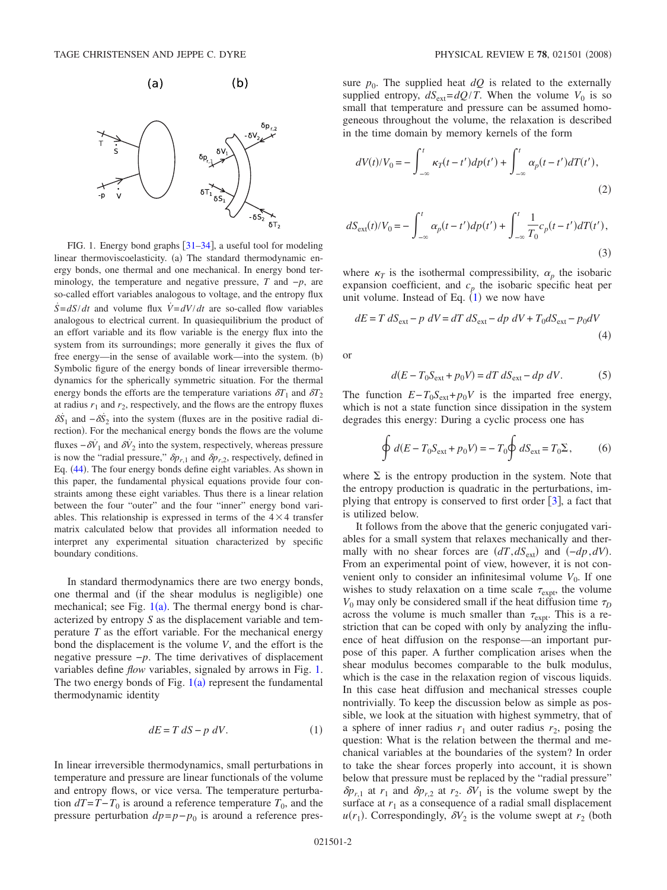FIG. 1. Energy bond graphs [31–34], a useful tool for modeling linear thermoviscoelasticity. (a) The standard thermodynamic energy bonds, one thermal and one mechanical. In energy bond terminology, the temperature and negative pressure, $T$ and $-p$, are so-called effort variables analogous to voltage, and the entropy flux $\dot{S}=dS/dt$ and volume flux $\dot{V}=dV/dt$ are so-called flow variables analogous to electrical current. In quasiequilibrium the product of an effort variable and its flow variable is the energy flux into the system from its surroundings; more generally it gives the flux of free energy—in the sense of available work—into the system. (b) Symbolic figure of the energy bonds of linear irreversible thermodynamics for the spherically symmetric situation. For the thermal energy bonds the efforts are the temperature variations $\delta T_1$ and $\delta T_2$ at radius $r_1$ and $r_2$, respectively, and the flows are the entropy fluxes $\delta\dot{S}_1$ and $-\delta\dot{S}_2$ into the system (fluxes are in the positive radial direction). For the mechanical energy bonds the flows are the volume fluxes $-\delta\dot{V}_1$ and $\delta\dot{V}_2$ into the system, respectively, whereas pressure is now the "radial pressure," $\delta p_{r,1}$ and $\delta p_{r,2}$, respectively, defined in Eq. (44). The four energy bonds define eight variables. As shown in this paper, the fundamental physical equations provide four constraints among these eight variables. Thus there is a linear relation between the four "outer" and the four "inner" energy bond variables. This relationship is expressed in terms of the $4\times 4$ transfer matrix calculated below that provides all information needed to interpret any experimental situation characterized by specific boundary conditions.

In standard thermodynamics there are two energy bonds, one thermal and (if the shear modulus is negligible) one mechanical; see Fig. 1(a). The thermal energy bond is characterized by entropy $S$ as the displacement variable and temperature $T$ as the effort variable. For the mechanical energy bond the displacement is the volume $V$, and the effort is the negative pressure $-p$. The time derivatives of displacement variables define *flow* variables, signaled by arrows in Fig. 1. The two energy bonds of Fig. 1(a) represent the fundamental thermodynamic identity

$$dE = T\,dS - p\,dV. \tag{1}$$

In linear irreversible thermodynamics, small perturbations in temperature and pressure are linear functionals of the volume and entropy flows, or vice versa. The temperature perturbation $dT=T-T_0$ is around a reference temperature $T_0$, and the pressure perturbation $dp=p-p_0$ is around a reference pressure $p_0$. The supplied heat $dQ$ is related to the externally supplied entropy, $dS_{\text{ext}}=dQ/T$. When the volume $V_0$ is so small that temperature and pressure can be assumed homogeneous throughout the volume, the relaxation is described in the time domain by memory kernels of the form

$$dV(t)/V_0 = -\int_{-\infty}^{t} \kappa_T(t-t')dp(t') + \int_{-\infty}^{t} \alpha_p(t-t')dT(t'), \tag{2}$$

$$dS_{\text{ext}}(t)/V_0 = -\int_{-\infty}^{t} \alpha_p(t-t')dp(t') + \int_{-\infty}^{t} \frac{1}{T_0}c_p(t-t')dT(t'), \tag{3}$$

where $\kappa_T$ is the isothermal compressibility, $\alpha_p$ the isobaric expansion coefficient, and $c_p$ the isobaric specific heat per unit volume. Instead of Eq. (1) we now have

$$dE = T\,dS_{\text{ext}} - p\,dV = dT\,dS_{\text{ext}} - dp\,dV + T_0 dS_{\text{ext}} - p_0 dV \tag{4}$$

or

$$d(E - T_0 S_{\text{ext}} + p_0 V) = dT\,dS_{\text{ext}} - dp\,dV. \tag{5}$$

The function $E-T_0S_{\text{ext}}+p_0V$ is the imparted free energy, which is not a state function since dissipation in the system degrades this energy: During a cyclic process one has

$$\oint d(E - T_0 S_{\text{ext}} + p_0 V) = -T_0 \oint dS_{\text{ext}} = T_0 \Sigma, \tag{6}$$

where $\Sigma$ is the entropy production in the system. Note that the entropy production is quadratic in the perturbations, implying that entropy is conserved to first order [3], a fact that is utilized below.

It follows from the above that the generic conjugated variables for a small system that relaxes mechanically and thermally with no shear forces are $(dT, dS_{\text{ext}})$ and $(-dp, dV)$. From an experimental point of view, however, it is not convenient only to consider an infinitesimal volume $V_0$. If one wishes to study relaxation on a time scale $\tau_{\text{expt}}$, the volume $V_0$ may only be considered small if the heat diffusion time $\tau_D$ across the volume is much smaller than $\tau_{\text{expt}}$. This is a restriction that can be coped with only by analyzing the influence of heat diffusion on the response—an important purpose of this paper. A further complication arises when the shear modulus becomes comparable to the bulk modulus, which is the case in the relaxation region of viscous liquids. In this case heat diffusion and mechanical stresses couple nontrivially. To keep the discussion below as simple as possible, we look at the situation with highest symmetry, that of a sphere of inner radius $r_1$ and outer radius $r_2$, posing the question: What is the relation between the thermal and mechanical variables at the boundaries of the system? In order to take the shear forces properly into account, it is shown below that pressure must be replaced by the "radial pressure" $\delta p_{r,1}$ at $r_1$ and $\delta p_{r,2}$ at $r_2$. $\delta V_1$ is the volume swept by the surface at $r_1$ as a consequence of a radial small displacement $u(r_1)$. Correspondingly, $\delta V_2$ is the volume swept at $r_2$ (both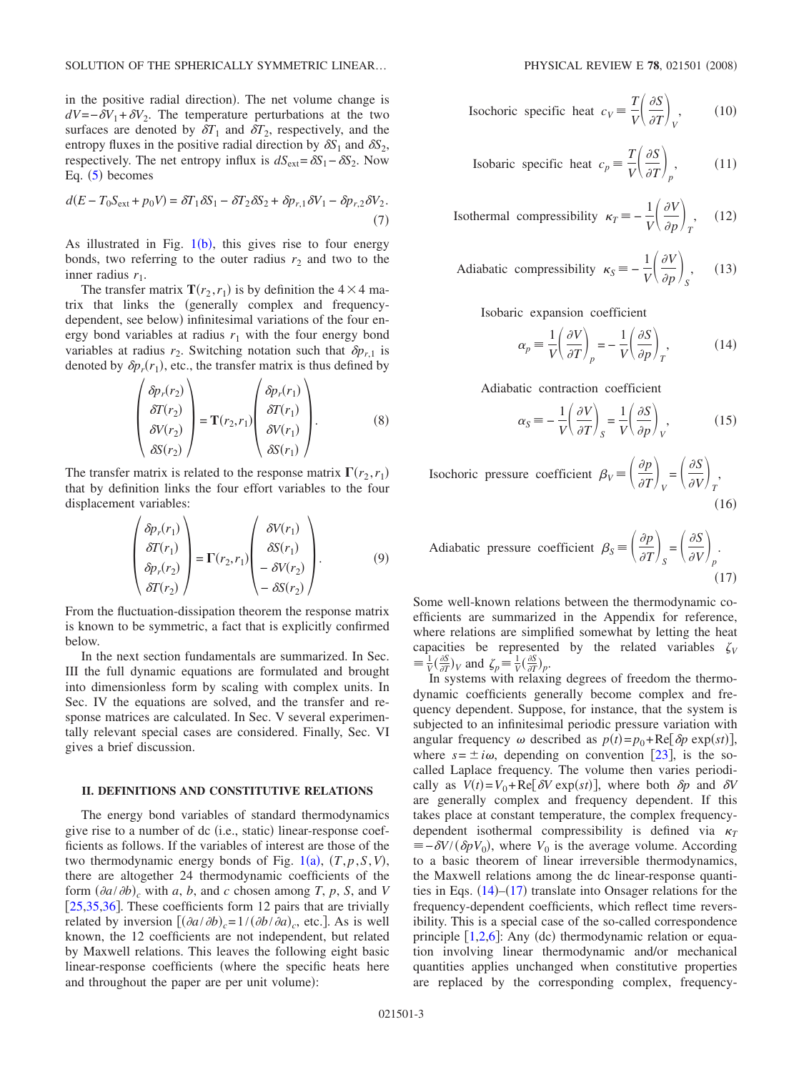in the positive radial direction). The net volume change is $dV = -\delta V_1 + \delta V_2$. The temperature perturbations at the two surfaces are denoted by $\delta T_1$ and $\delta T_2$, respectively, and the entropy fluxes in the positive radial direction by $\delta S_1$ and $\delta S_2$, respectively. The net entropy influx is $dS_{\text{ext}} = \delta S_1 - \delta S_2$. Now Eq. (5) becomes

$$d(E - T_0 S_{\text{ext}} + p_0 V) = \delta T_1 \delta S_1 - \delta T_2 \delta S_2 + \delta p_{r,1} \delta V_1 - \delta p_{r,2} \delta V_2. \tag{7}$$

As illustrated in Fig. 1(b), this gives rise to four energy bonds, two referring to the outer radius $r_2$ and two to the inner radius $r_1$.

The transfer matrix $\mathbf{T}(r_2, r_1)$ is by definition the $4 \times 4$ matrix that links the (generally complex and frequency-dependent, see below) infinitesimal variations of the four energy bond variables at radius $r_1$ with the four energy bond variables at radius $r_2$. Switching notation such that $\delta p_{r,1}$ is denoted by $\delta p_r(r_1)$, etc., the transfer matrix is thus defined by

$$\begin{pmatrix} \delta p_r(r_2) \\ \delta T(r_2) \\ \delta V(r_2) \\ \delta S(r_2) \end{pmatrix} = \mathbf{T}(r_2, r_1) \begin{pmatrix} \delta p_r(r_1) \\ \delta T(r_1) \\ \delta V(r_1) \\ \delta S(r_1) \end{pmatrix}. \tag{8}$$

The transfer matrix is related to the response matrix $\mathbf{\Gamma}(r_2, r_1)$ that by definition links the four effort variables to the four displacement variables:

$$\begin{pmatrix} \delta p_r(r_1) \\ \delta T(r_1) \\ \delta p_r(r_2) \\ \delta T(r_2) \end{pmatrix} = \mathbf{\Gamma}(r_2, r_1) \begin{pmatrix} \delta V(r_1) \\ \delta S(r_1) \\ -\delta V(r_2) \\ -\delta S(r_2) \end{pmatrix}. \tag{9}$$

From the fluctuation-dissipation theorem the response matrix is known to be symmetric, a fact that is explicitly confirmed below.

In the next section fundamentals are summarized. In Sec. III the full dynamic equations are formulated and brought into dimensionless form by scaling with complex units. In Sec. IV the equations are solved, and the transfer and response matrices are calculated. In Sec. V several experimentally relevant special cases are considered. Finally, Sec. VI gives a brief discussion.

## II. DEFINITIONS AND CONSTITUTIVE RELATIONS

The energy bond variables of standard thermodynamics give rise to a number of dc (i.e., static) linear-response coefficients as follows. If the variables of interest are those of the two thermodynamic energy bonds of Fig. 1(a), $(T, p, S, V)$, there are altogether 24 thermodynamic coefficients of the form $(\partial a / \partial b)_c$ with $a$, $b$, and $c$ chosen among $T$, $p$, $S$, and $V$ [25,35,36]. These coefficients form 12 pairs that are trivially related by inversion $[(\partial a / \partial b)_c = 1/(\partial b / \partial a)_c$, etc.]. As is well known, the 12 coefficients are not independent, but related by Maxwell relations. This leaves the following eight basic linear-response coefficients (where the specific heats here and throughout the paper are per unit volume):

$$\text{Isochoric specific heat } c_V \equiv \frac{T}{V}\left(\frac{\partial S}{\partial T}\right)_V, \tag{10}$$

$$\text{Isobaric specific heat } c_p \equiv \frac{T}{V}\left(\frac{\partial S}{\partial T}\right)_p, \tag{11}$$

$$\text{Isothermal compressibility } \kappa_T \equiv -\frac{1}{V}\left(\frac{\partial V}{\partial p}\right)_T, \tag{12}$$

$$\text{Adiabatic compressibility } \kappa_S \equiv -\frac{1}{V}\left(\frac{\partial V}{\partial p}\right)_S, \tag{13}$$

Isobaric expansion coefficient

$$\alpha_p \equiv \frac{1}{V}\left(\frac{\partial V}{\partial T}\right)_p = -\frac{1}{V}\left(\frac{\partial S}{\partial p}\right)_T, \tag{14}$$

Adiabatic contraction coefficient

$$\alpha_S \equiv -\frac{1}{V}\left(\frac{\partial V}{\partial T}\right)_S = \frac{1}{V}\left(\frac{\partial S}{\partial p}\right)_V, \tag{15}$$

$$\text{Isochoric pressure coefficient } \beta_V \equiv \left(\frac{\partial p}{\partial T}\right)_V = \left(\frac{\partial S}{\partial V}\right)_T, \tag{16}$$

$$\text{Adiabatic pressure coefficient } \beta_S \equiv \left(\frac{\partial p}{\partial T}\right)_S = \left(\frac{\partial S}{\partial V}\right)_p. \tag{17}$$

Some well-known relations between the thermodynamic coefficients are summarized in the Appendix for reference, where relations are simplified somewhat by letting the heat capacities be represented by the related variables $\zeta_V \equiv \frac{1}{V}(\frac{\partial S}{\partial T})_V$ and $\zeta_p \equiv \frac{1}{V}(\frac{\partial S}{\partial T})_p$.

In systems with relaxing degrees of freedom the thermodynamic coefficients generally become complex and frequency dependent. Suppose, for instance, that the system is subjected to an infinitesimal periodic pressure variation with angular frequency $\omega$ described as $p(t) = p_0 + \text{Re}[\delta p \exp(st)]$, where $s = \pm i\omega$, depending on convention [23], is the so-called Laplace frequency. The volume then varies periodically as $V(t) = V_0 + \text{Re}[\delta V \exp(st)]$, where both $\delta p$ and $\delta V$ are generally complex and frequency dependent. If this takes place at constant temperature, the complex frequency-dependent isothermal compressibility is defined via $\kappa_T \equiv -\delta V / (\delta p V_0)$, where $V_0$ is the average volume. According to a basic theorem of linear irreversible thermodynamics, the Maxwell relations among the dc linear-response quantities in Eqs. (14)–(17) translate into Onsager relations for the frequency-dependent coefficients, which reflect time reversibility. This is a special case of the so-called correspondence principle [1,2,6]: Any (dc) thermodynamic relation or equation involving linear thermodynamic and/or mechanical quantities applies unchanged when constitutive properties are replaced by the corresponding complex, frequency-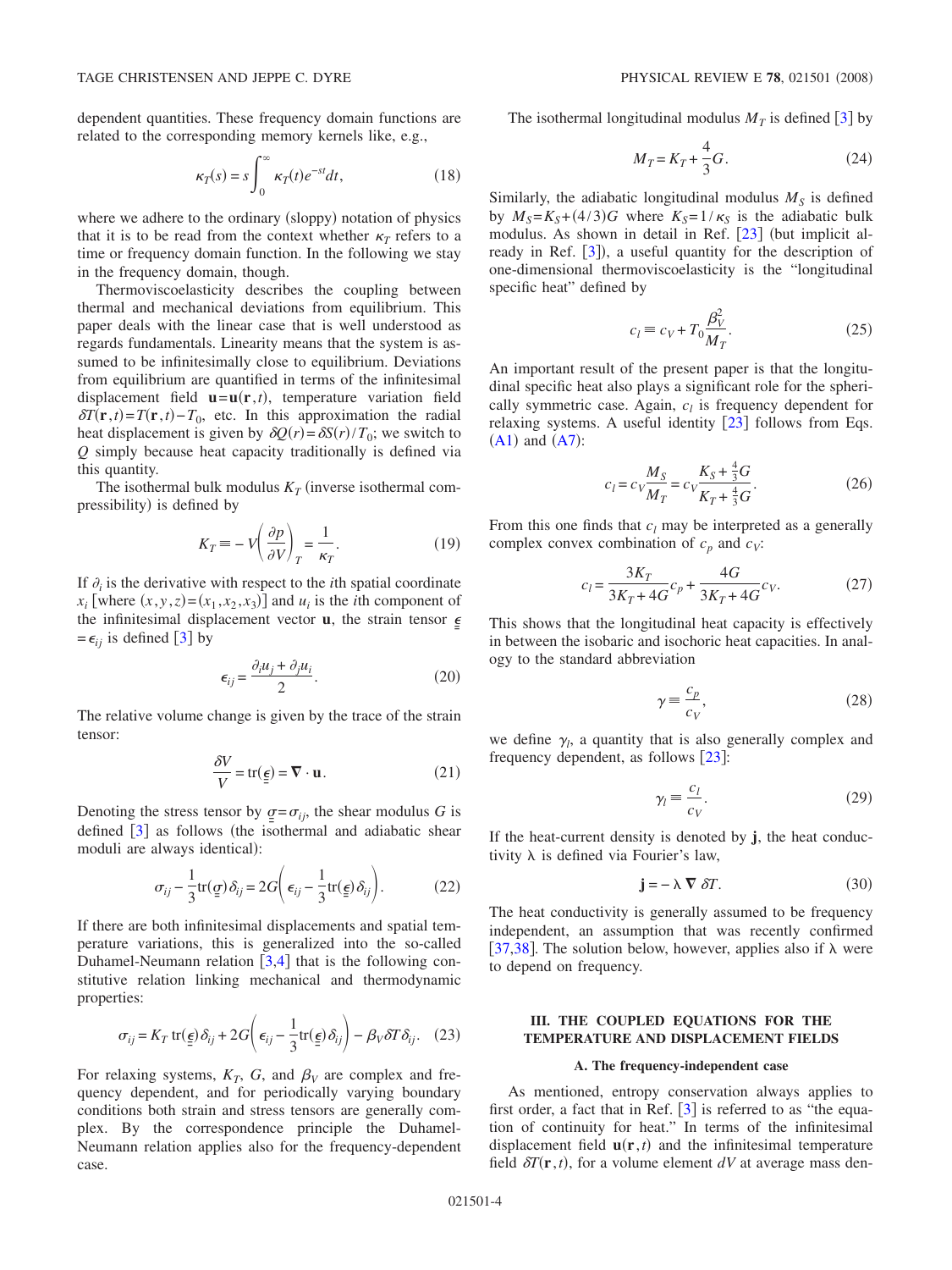dependent quantities. These frequency domain functions are related to the corresponding memory kernels like, e.g.,

$$\kappa_T(s) = s\int_0^\infty \kappa_T(t)e^{-st}dt, \tag{18}$$

where we adhere to the ordinary (sloppy) notation of physics that it is to be read from the context whether $\kappa_T$ refers to a time or frequency domain function. In the following we stay in the frequency domain, though.

Thermoviscoelasticity describes the coupling between thermal and mechanical deviations from equilibrium. This paper deals with the linear case that is well understood as regards fundamentals. Linearity means that the system is assumed to be infinitesimally close to equilibrium. Deviations from equilibrium are quantified in terms of the infinitesimal displacement field $\mathbf{u}=\mathbf{u}(\mathbf{r},t)$, temperature variation field $\delta T(\mathbf{r},t)=T(\mathbf{r},t)-T_0$, etc. In this approximation the radial heat displacement is given by $\delta Q(r)=\delta S(r)/T_0$; we switch to $Q$ simply because heat capacity traditionally is defined via this quantity.

The isothermal bulk modulus $K_T$ (inverse isothermal compressibility) is defined by

$$K_T \equiv -V\left(\frac{\partial p}{\partial V}\right)_T = \frac{1}{\kappa_T}. \tag{19}$$

If $\partial_i$ is the derivative with respect to the $i$th spatial coordinate $x_i$ [where $(x,y,z)=(x_1,x_2,x_3)$] and $u_i$ is the $i$th component of the infinitesimal displacement vector $\mathbf{u}$, the strain tensor $\underline{\underline{\epsilon}}=\epsilon_{ij}$ is defined [3] by

$$\epsilon_{ij} = \frac{\partial_i u_j + \partial_j u_i}{2}. \tag{20}$$

The relative volume change is given by the trace of the strain tensor:

$$\frac{\delta V}{V} = \mathrm{tr}(\underline{\underline{\epsilon}}) = \boldsymbol{\nabla}\cdot\mathbf{u}. \tag{21}$$

Denoting the stress tensor by $\underline{\underline{\sigma}}=\sigma_{ij}$, the shear modulus $G$ is defined [3] as follows (the isothermal and adiabatic shear moduli are always identical):

$$\sigma_{ij} - \frac{1}{3}\mathrm{tr}(\underline{\underline{\sigma}})\delta_{ij} = 2G\left(\epsilon_{ij} - \frac{1}{3}\mathrm{tr}(\underline{\underline{\epsilon}})\delta_{ij}\right). \tag{22}$$

If there are both infinitesimal displacements and spatial temperature variations, this is generalized into the so-called Duhamel-Neumann relation [3,4] that is the following constitutive relation linking mechanical and thermodynamic properties:

$$\sigma_{ij} = K_T\,\mathrm{tr}(\underline{\underline{\epsilon}})\delta_{ij} + 2G\left(\epsilon_{ij} - \frac{1}{3}\mathrm{tr}(\underline{\underline{\epsilon}})\delta_{ij}\right) - \beta_V\delta T\delta_{ij}. \tag{23}$$

For relaxing systems, $K_T$, $G$, and $\beta_V$ are complex and frequency dependent, and for periodically varying boundary conditions both strain and stress tensors are generally complex. By the correspondence principle the Duhamel-Neumann relation applies also for the frequency-dependent case.

The isothermal longitudinal modulus $M_T$ is defined [3] by

$$M_T = K_T + \frac{4}{3}G. \tag{24}$$

Similarly, the adiabatic longitudinal modulus $M_S$ is defined by $M_S=K_S+(4/3)G$ where $K_S=1/\kappa_S$ is the adiabatic bulk modulus. As shown in detail in Ref. [23] (but implicit already in Ref. [3]), a useful quantity for the description of one-dimensional thermoviscoelasticity is the "longitudinal specific heat" defined by

$$c_l \equiv c_V + T_0\frac{\beta_V^2}{M_T}. \tag{25}$$

An important result of the present paper is that the longitudinal specific heat also plays a significant role for the spherically symmetric case. Again, $c_l$ is frequency dependent for relaxing systems. A useful identity [23] follows from Eqs. (A1) and (A7):

$$c_l = c_V\frac{M_S}{M_T} = c_V\frac{K_S+\frac{4}{3}G}{K_T+\frac{4}{3}G}. \tag{26}$$

From this one finds that $c_l$ may be interpreted as a generally complex convex combination of $c_p$ and $c_V$:

$$c_l = \frac{3K_T}{3K_T+4G}c_p + \frac{4G}{3K_T+4G}c_V. \tag{27}$$

This shows that the longitudinal heat capacity is effectively in between the isobaric and isochoric heat capacities. In analogy to the standard abbreviation

$$\gamma \equiv \frac{c_p}{c_V}, \tag{28}$$

we define $\gamma_l$, a quantity that is also generally complex and frequency dependent, as follows [23]:

$$\gamma_l \equiv \frac{c_l}{c_V}. \tag{29}$$

If the heat-current density is denoted by $\mathbf{j}$, the heat conductivity $\lambda$ is defined via Fourier's law,

$$\mathbf{j} = -\lambda\,\boldsymbol{\nabla}\,\delta T. \tag{30}$$

The heat conductivity is generally assumed to be frequency independent, an assumption that was recently confirmed [37,38]. The solution below, however, applies also if $\lambda$ were to depend on frequency.

## III. THE COUPLED EQUATIONS FOR THE TEMPERATURE AND DISPLACEMENT FIELDS

### A. The frequency-independent case

As mentioned, entropy conservation always applies to first order, a fact that in Ref. [3] is referred to as "the equation of continuity for heat." In terms of the infinitesimal displacement field $\mathbf{u}(\mathbf{r},t)$ and the infinitesimal temperature field $\delta T(\mathbf{r},t)$, for a volume element $dV$ at average mass den-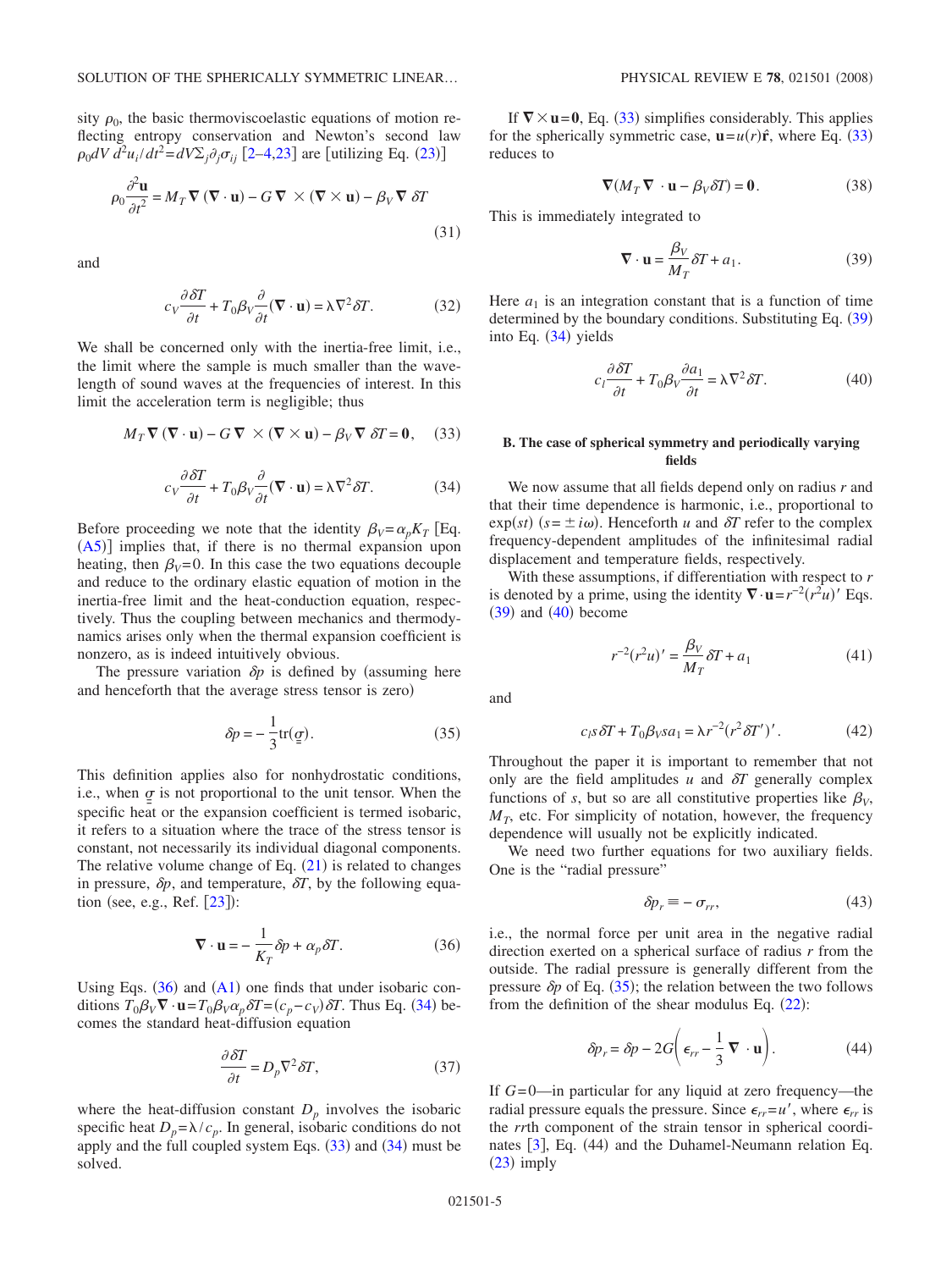sity $\rho_0$, the basic thermoviscoelastic equations of motion reflecting entropy conservation and Newton's second law $\rho_0 dV\, d^2u_i/dt^2 = dV\Sigma_j \partial_j \sigma_{ij}$ [2–4,23] are [utilizing Eq. (23)]

$$\rho_0 \frac{\partial^2 \mathbf{u}}{\partial t^2} = M_T \nabla (\nabla \cdot \mathbf{u}) - G \nabla \times (\nabla \times \mathbf{u}) - \beta_V \nabla\, \delta T \tag{31}$$

and

$$c_V \frac{\partial \delta T}{\partial t} + T_0 \beta_V \frac{\partial}{\partial t}(\nabla \cdot \mathbf{u}) = \lambda \nabla^2 \delta T. \tag{32}$$

We shall be concerned only with the inertia-free limit, i.e., the limit where the sample is much smaller than the wavelength of sound waves at the frequencies of interest. In this limit the acceleration term is negligible; thus

$$M_T \nabla (\nabla \cdot \mathbf{u}) - G \nabla \times (\nabla \times \mathbf{u}) - \beta_V \nabla\, \delta T = \mathbf{0}, \tag{33}$$

$$c_V \frac{\partial \delta T}{\partial t} + T_0 \beta_V \frac{\partial}{\partial t}(\nabla \cdot \mathbf{u}) = \lambda \nabla^2 \delta T. \tag{34}$$

Before proceeding we note that the identity $\beta_V = \alpha_p K_T$ [Eq. (A5)] implies that, if there is no thermal expansion upon heating, then $\beta_V = 0$. In this case the two equations decouple and reduce to the ordinary elastic equation of motion in the inertia-free limit and the heat-conduction equation, respectively. Thus the coupling between mechanics and thermodynamics arises only when the thermal expansion coefficient is nonzero, as is indeed intuitively obvious.

The pressure variation $\delta p$ is defined by (assuming here and henceforth that the average stress tensor is zero)

$$\delta p = -\frac{1}{3}\mathrm{tr}(\underline{\sigma}). \tag{35}$$

This definition applies also for nonhydrostatic conditions, i.e., when $\underline{\sigma}$ is not proportional to the unit tensor. When the specific heat or the expansion coefficient is termed isobaric, it refers to a situation where the trace of the stress tensor is constant, not necessarily its individual diagonal components. The relative volume change of Eq. (21) is related to changes in pressure, $\delta p$, and temperature, $\delta T$, by the following equation (see, e.g., Ref. [23]):

$$\nabla \cdot \mathbf{u} = -\frac{1}{K_T}\delta p + \alpha_p \delta T. \tag{36}$$

Using Eqs. (36) and (A1) one finds that under isobaric conditions $T_0 \beta_V \nabla \cdot \mathbf{u} = T_0 \beta_V \alpha_p \delta T = (c_p - c_V)\delta T$. Thus Eq. (34) becomes the standard heat-diffusion equation

$$\frac{\partial \delta T}{\partial t} = D_p \nabla^2 \delta T, \tag{37}$$

where the heat-diffusion constant $D_p$ involves the isobaric specific heat $D_p = \lambda / c_p$. In general, isobaric conditions do not apply and the full coupled system Eqs. (33) and (34) must be solved.

If $\nabla \times \mathbf{u} = \mathbf{0}$, Eq. (33) simplifies considerably. This applies for the spherically symmetric case, $\mathbf{u} = u(r)\hat{\mathbf{r}}$, where Eq. (33) reduces to

$$\nabla (M_T \nabla \cdot \mathbf{u} - \beta_V \delta T) = \mathbf{0}. \tag{38}$$

This is immediately integrated to

$$\nabla \cdot \mathbf{u} = \frac{\beta_V}{M_T}\delta T + a_1. \tag{39}$$

Here $a_1$ is an integration constant that is a function of time determined by the boundary conditions. Substituting Eq. (39) into Eq. (34) yields

$$c_l \frac{\partial \delta T}{\partial t} + T_0 \beta_V \frac{\partial a_1}{\partial t} = \lambda \nabla^2 \delta T. \tag{40}$$

### B. The case of spherical symmetry and periodically varying fields

We now assume that all fields depend only on radius $r$ and that their time dependence is harmonic, i.e., proportional to $\exp(st)$ ($s = \pm i\omega$). Henceforth $u$ and $\delta T$ refer to the complex frequency-dependent amplitudes of the infinitesimal radial displacement and temperature fields, respectively.

With these assumptions, if differentiation with respect to $r$ is denoted by a prime, using the identity $\nabla \cdot \mathbf{u} = r^{-2}(r^2 u)'$ Eqs. (39) and (40) become

$$r^{-2}(r^2 u)' = \frac{\beta_V}{M_T}\delta T + a_1 \tag{41}$$

and

$$c_l s\, \delta T + T_0 \beta_V s a_1 = \lambda r^{-2}(r^2 \delta T')'. \tag{42}$$

Throughout the paper it is important to remember that not only are the field amplitudes $u$ and $\delta T$ generally complex functions of $s$, but so are all constitutive properties like $\beta_V$, $M_T$, etc. For simplicity of notation, however, the frequency dependence will usually not be explicitly indicated.

We need two further equations for two auxiliary fields. One is the "radial pressure"

$$\delta p_r \equiv -\sigma_{rr}, \tag{43}$$

i.e., the normal force per unit area in the negative radial direction exerted on a spherical surface of radius $r$ from the outside. The radial pressure is generally different from the pressure $\delta p$ of Eq. (35); the relation between the two follows from the definition of the shear modulus Eq. (22):

$$\delta p_r = \delta p - 2G\left(\epsilon_{rr} - \frac{1}{3}\nabla \cdot \mathbf{u}\right). \tag{44}$$

If $G = 0$—in particular for any liquid at zero frequency—the radial pressure equals the pressure. Since $\epsilon_{rr} = u'$, where $\epsilon_{rr}$ is the $rr$th component of the strain tensor in spherical coordinates [3], Eq. (44) and the Duhamel-Neumann relation Eq. (23) imply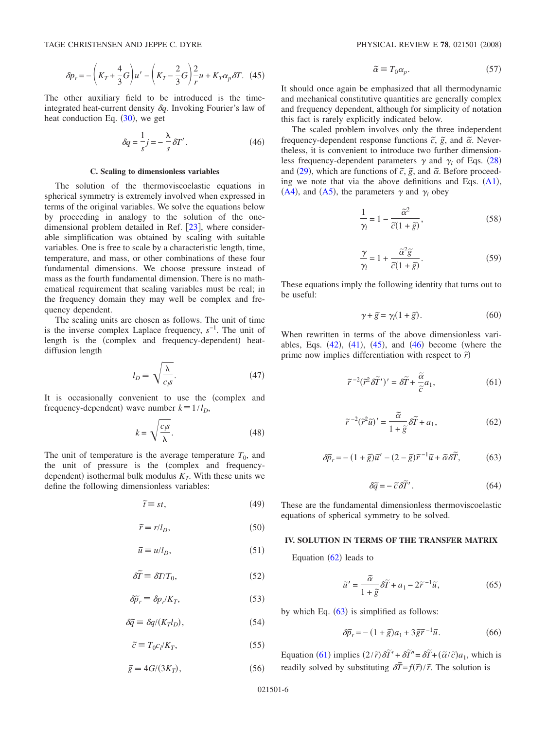$$\delta p_r = -\left(K_T + \frac{4}{3}G\right)u' - \left(K_T - \frac{2}{3}G\right)\frac{2}{r}u + K_T\alpha_p\delta T. \quad (45)$$

The other auxiliary field to be introduced is the time-integrated heat-current density $\delta q$. Invoking Fourier's law of heat conduction Eq. (30), we get

$$\delta q = \frac{1}{s}j = -\frac{\lambda}{s}\delta T'. \quad (46)$$

### C. Scaling to dimensionless variables

The solution of the thermoviscoelastic equations in spherical symmetry is extremely involved when expressed in terms of the original variables. We solve the equations below by proceeding in analogy to the solution of the one-dimensional problem detailed in Ref. [23], where considerable simplification was obtained by scaling with suitable variables. One is free to scale by a characteristic length, time, temperature, and mass, or other combinations of these four fundamental dimensions. We choose pressure instead of mass as the fourth fundamental dimension. There is no mathematical requirement that scaling variables must be real; in the frequency domain they may well be complex and frequency dependent.

The scaling units are chosen as follows. The unit of time is the inverse complex Laplace frequency, $s^{-1}$. The unit of length is the (complex and frequency-dependent) heat-diffusion length

$$l_D \equiv \sqrt{\frac{\lambda}{c_l s}}. \quad (47)$$

It is occasionally convenient to use the (complex and frequency-dependent) wave number $k \equiv 1/l_D$,

$$k = \sqrt{\frac{c_l s}{\lambda}}. \quad (48)$$

The unit of temperature is the average temperature $T_0$, and the unit of pressure is the (complex and frequency-dependent) isothermal bulk modulus $K_T$. With these units we define the following dimensionless variables:

$$\tilde{t} \equiv st, \quad (49)$$

$$\tilde{r} \equiv r/l_D, \quad (50)$$

$$\tilde{u} \equiv u/l_D, \quad (51)$$

$$\delta\tilde{T} \equiv \delta T/T_0, \quad (52)$$

$$\delta\tilde{p}_r \equiv \delta p_r/K_T, \quad (53)$$

$$\delta\tilde{q} \equiv \delta q/(K_T l_D), \quad (54)$$

$$\tilde{c} \equiv T_0 c_l/K_T, \quad (55)$$

$$\tilde{g} \equiv 4G/(3K_T), \quad (56)$$

$$\tilde{\alpha} \equiv T_0\alpha_p. \quad (57)$$

It should once again be emphasized that all thermodynamic and mechanical constitutive quantities are generally complex and frequency dependent, although for simplicity of notation this fact is rarely explicitly indicated below.

The scaled problem involves only the three independent frequency-dependent response functions $\tilde{c}$, $\tilde{g}$, and $\tilde{\alpha}$. Nevertheless, it is convenient to introduce two further dimensionless frequency-dependent parameters $\gamma$ and $\gamma_l$ of Eqs. (28) and (29), which are functions of $\tilde{c}$, $\tilde{g}$, and $\tilde{\alpha}$. Before proceeding we note that via the above definitions and Eqs. (A1), (A4), and (A5), the parameters $\gamma$ and $\gamma_l$ obey

$$\frac{1}{\gamma_l} = 1 - \frac{\tilde{\alpha}^2}{\tilde{c}(1+\tilde{g})}, \quad (58)$$

$$\frac{\gamma}{\gamma_l} = 1 + \frac{\tilde{\alpha}^2\tilde{g}}{\tilde{c}(1+\tilde{g})}. \quad (59)$$

These equations imply the following identity that turns out to be useful:

$$\gamma + \tilde{g} = \gamma_l(1+\tilde{g}). \quad (60)$$

When rewritten in terms of the above dimensionless variables, Eqs. (42), (41), (45), and (46) become (where the prime now implies differentiation with respect to $\tilde{r}$)

$$\tilde{r}^{-2}(\tilde{r}^2\delta\tilde{T}')' = \delta\tilde{T} + \frac{\tilde{\alpha}}{\tilde{c}}a_1, \quad (61)$$

$$\tilde{r}^{-2}(\tilde{r}^2\tilde{u})' = \frac{\tilde{\alpha}}{1+\tilde{g}}\delta\tilde{T} + a_1, \quad (62)$$

$$\delta\tilde{p}_r = -(1+\tilde{g})\tilde{u}' - (2-\tilde{g})\tilde{r}^{-1}\tilde{u} + \tilde{\alpha}\delta\tilde{T}, \quad (63)$$

$$\delta\tilde{q} = -\tilde{c}\delta\tilde{T}'. \quad (64)$$

These are the fundamental dimensionless thermoviscoelastic equations of spherical symmetry to be solved.

## IV. SOLUTION IN TERMS OF THE TRANSFER MATRIX

Equation (62) leads to

$$\tilde{u}' = \frac{\tilde{\alpha}}{1+\tilde{g}}\delta\tilde{T} + a_1 - 2\tilde{r}^{-1}\tilde{u}, \quad (65)$$

by which Eq. (63) is simplified as follows:

$$\delta\tilde{p}_r = -(1+\tilde{g})a_1 + 3\tilde{g}\tilde{r}^{-1}\tilde{u}. \quad (66)$$

Equation (61) implies $(2/\tilde{r})\delta\tilde{T}' + \delta\tilde{T}'' = \delta\tilde{T} + (\tilde{\alpha}/\tilde{c})a_1$, which is readily solved by substituting $\delta\tilde{T} = f(\tilde{r})/\tilde{r}$. The solution is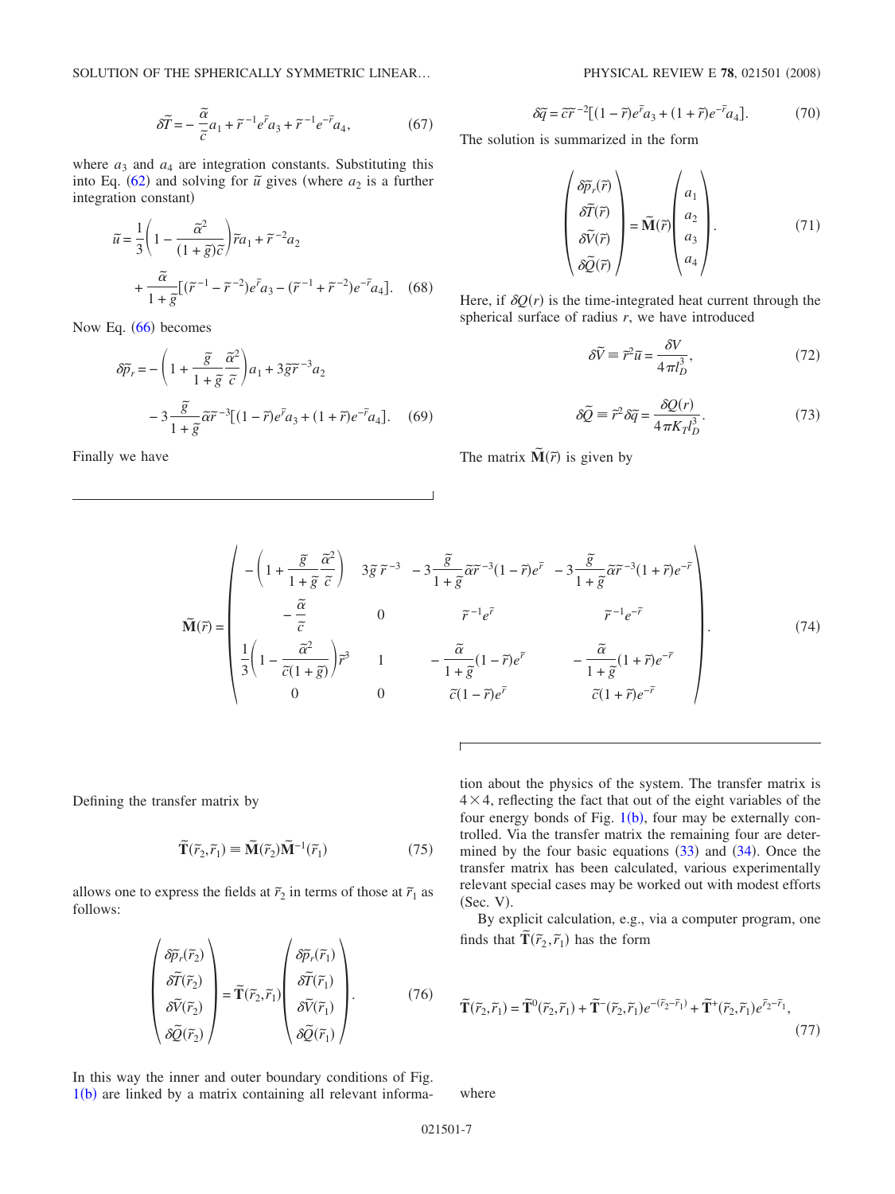$$\delta\tilde{T} = -\frac{\tilde{\alpha}}{\tilde{c}}a_1 + \tilde{r}^{-1}e^{\tilde{r}}a_3 + \tilde{r}^{-1}e^{-\tilde{r}}a_4, \tag{67}$$

where $a_3$ and $a_4$ are integration constants. Substituting this into Eq. (62) and solving for $\tilde{u}$ gives (where $a_2$ is a further integration constant)

$$\tilde{u} = \frac{1}{3}\left(1 - \frac{\tilde{\alpha}^2}{(1+\tilde{g})\tilde{c}}\right)\tilde{r}a_1 + \tilde{r}^{-2}a_2 + \frac{\tilde{\alpha}}{1+\tilde{g}}[(\tilde{r}^{-1} - \tilde{r}^{-2})e^{\tilde{r}}a_3 - (\tilde{r}^{-1} + \tilde{r}^{-2})e^{-\tilde{r}}a_4]. \tag{68}$$

Now Eq. (66) becomes

$$\delta\tilde{p}_r = -\left(1 + \frac{\tilde{g}}{1+\tilde{g}}\frac{\tilde{\alpha}^2}{\tilde{c}}\right)a_1 + 3\tilde{g}\tilde{r}^{-3}a_2 - 3\frac{\tilde{g}}{1+\tilde{g}}\tilde{\alpha}\tilde{r}^{-3}[(1-\tilde{r})e^{\tilde{r}}a_3 + (1+\tilde{r})e^{-\tilde{r}}a_4]. \tag{69}$$

Finally we have

$$\delta\tilde{q} = \tilde{c}\tilde{r}^{-2}[(1-\tilde{r})e^{\tilde{r}}a_3 + (1+\tilde{r})e^{-\tilde{r}}a_4]. \tag{70}$$

The solution is summarized in the form

$$\begin{pmatrix} \delta\tilde{p}_r(\tilde{r}) \\ \delta\tilde{T}(\tilde{r}) \\ \delta\tilde{V}(\tilde{r}) \\ \delta\tilde{Q}(\tilde{r}) \end{pmatrix} = \tilde{\mathbf{M}}(\tilde{r})\begin{pmatrix} a_1 \\ a_2 \\ a_3 \\ a_4 \end{pmatrix}. \tag{71}$$

Here, if $\delta Q(r)$ is the time-integrated heat current through the spherical surface of radius $r$, we have introduced

$$\delta\tilde{V} \equiv \tilde{r}^2\tilde{u} = \frac{\delta V}{4\pi l_D^3}, \tag{72}$$

$$\delta\tilde{Q} \equiv \tilde{r}^2\delta\tilde{q} = \frac{\delta Q(r)}{4\pi K_T l_D^3}. \tag{73}$$

The matrix $\tilde{\mathbf{M}}(\tilde{r})$ is given by

$$\tilde{\mathbf{M}}(\tilde{r}) = \begin{pmatrix} -\left(1 + \frac{\tilde{g}}{1+\tilde{g}}\frac{\tilde{\alpha}^2}{\tilde{c}}\right) & 3\tilde{g}\tilde{r}^{-3} & -3\frac{\tilde{g}}{1+\tilde{g}}\tilde{\alpha}\tilde{r}^{-3}(1-\tilde{r})e^{\tilde{r}} & -3\frac{\tilde{g}}{1+\tilde{g}}\tilde{\alpha}\tilde{r}^{-3}(1+\tilde{r})e^{-\tilde{r}} \\ -\frac{\tilde{\alpha}}{\tilde{c}} & 0 & \tilde{r}^{-1}e^{\tilde{r}} & \tilde{r}^{-1}e^{-\tilde{r}} \\ \frac{1}{3}\left(1 - \frac{\tilde{\alpha}^2}{\tilde{c}(1+\tilde{g})}\right)\tilde{r}^3 & 1 & -\frac{\tilde{\alpha}}{1+\tilde{g}}(1-\tilde{r})e^{\tilde{r}} & -\frac{\tilde{\alpha}}{1+\tilde{g}}(1+\tilde{r})e^{-\tilde{r}} \\ 0 & 0 & \tilde{c}(1-\tilde{r})e^{\tilde{r}} & \tilde{c}(1+\tilde{r})e^{-\tilde{r}} \end{pmatrix}. \tag{74}$$

Defining the transfer matrix by

$$\tilde{\mathbf{T}}(\tilde{r}_2,\tilde{r}_1) \equiv \tilde{\mathbf{M}}(\tilde{r}_2)\tilde{\mathbf{M}}^{-1}(\tilde{r}_1) \tag{75}$$

allows one to express the fields at $\tilde{r}_2$ in terms of those at $\tilde{r}_1$ as follows:

$$\begin{pmatrix} \delta\tilde{p}_r(\tilde{r}_2) \\ \delta\tilde{T}(\tilde{r}_2) \\ \delta\tilde{V}(\tilde{r}_2) \\ \delta\tilde{Q}(\tilde{r}_2) \end{pmatrix} = \tilde{\mathbf{T}}(\tilde{r}_2,\tilde{r}_1)\begin{pmatrix} \delta\tilde{p}_r(\tilde{r}_1) \\ \delta\tilde{T}(\tilde{r}_1) \\ \delta\tilde{V}(\tilde{r}_1) \\ \delta\tilde{Q}(\tilde{r}_1) \end{pmatrix}. \tag{76}$$

In this way the inner and outer boundary conditions of Fig. 1(b) are linked by a matrix containing all relevant information about the physics of the system. The transfer matrix is $4\times 4$, reflecting the fact that out of the eight variables of the four energy bonds of Fig. 1(b), four may be externally controlled. Via the transfer matrix the remaining four are determined by the four basic equations (33) and (34). Once the transfer matrix has been calculated, various experimentally relevant special cases may be worked out with modest efforts (Sec. V).

By explicit calculation, e.g., via a computer program, one finds that $\tilde{\mathbf{T}}(\tilde{r}_2,\tilde{r}_1)$ has the form

$$\tilde{\mathbf{T}}(\tilde{r}_2,\tilde{r}_1) = \tilde{\mathbf{T}}^0(\tilde{r}_2,\tilde{r}_1) + \tilde{\mathbf{T}}^-(\tilde{r}_2,\tilde{r}_1)e^{-(\tilde{r}_2-\tilde{r}_1)} + \tilde{\mathbf{T}}^+(\tilde{r}_2,\tilde{r}_1)e^{\tilde{r}_2-\tilde{r}_1}, \tag{77}$$

where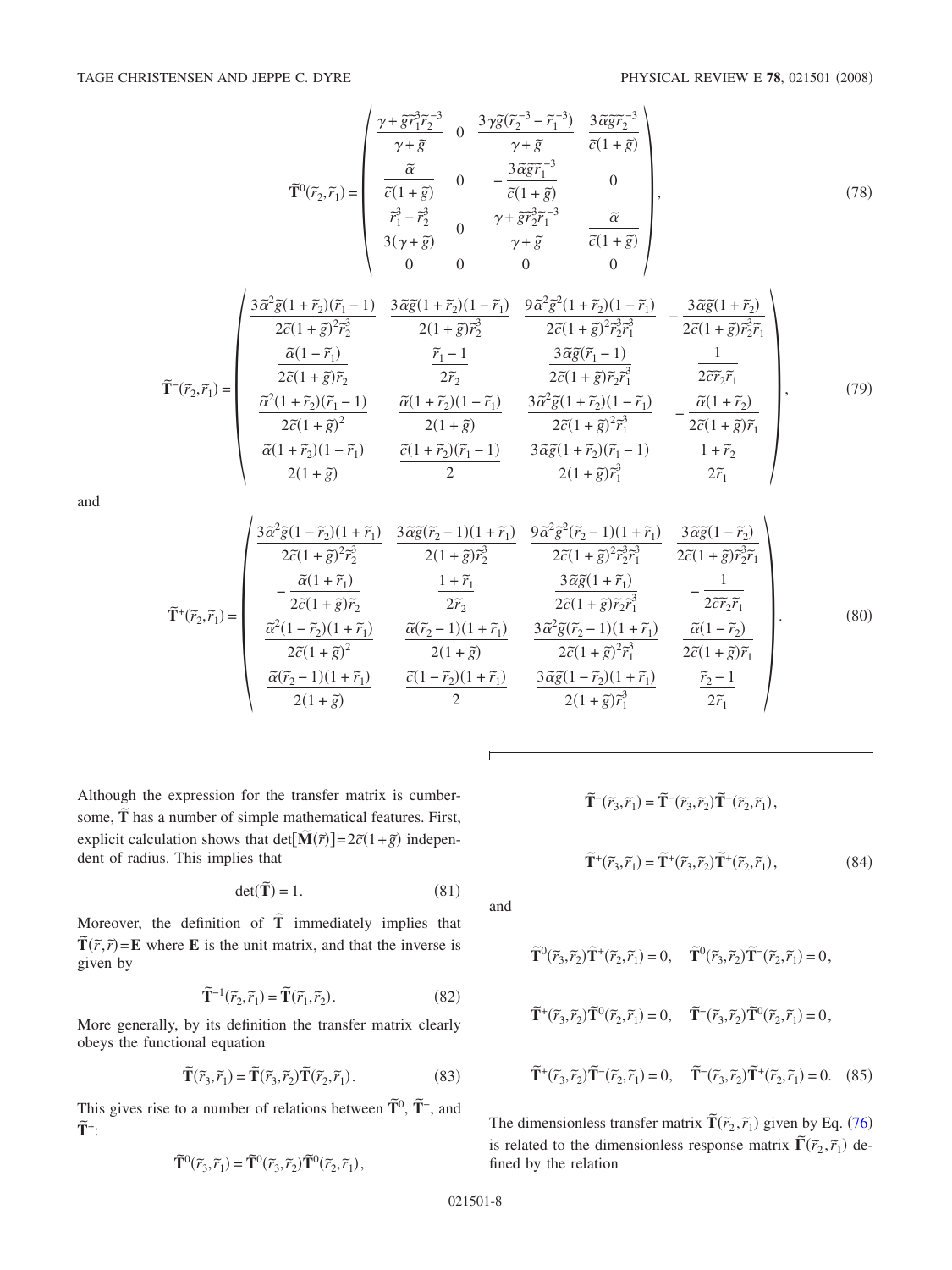$$
\tilde{\mathbf{T}}^0(\tilde{r}_2,\tilde{r}_1) = \begin{pmatrix}
\dfrac{\gamma + \tilde{g}\tilde{r}_1^3\tilde{r}_2^{-3}}{\gamma + \tilde{g}} & 0 & \dfrac{3\gamma\tilde{g}(\tilde{r}_2^{-3} - \tilde{r}_1^{-3})}{\gamma + \tilde{g}} & \dfrac{3\tilde{\alpha}\tilde{g}\tilde{r}_2^{-3}}{\tilde{c}(1+\tilde{g})} \\
\dfrac{\tilde{\alpha}}{\tilde{c}(1+\tilde{g})} & 0 & -\dfrac{3\tilde{\alpha}\tilde{g}\tilde{r}_1^{-3}}{\tilde{c}(1+\tilde{g})} & 0 \\
\dfrac{\tilde{r}_1^3 - \tilde{r}_2^3}{3(\gamma + \tilde{g})} & 0 & \dfrac{\gamma + \tilde{g}\tilde{r}_2^3\tilde{r}_1^{-3}}{\gamma + \tilde{g}} & \dfrac{\tilde{\alpha}}{\tilde{c}(1+\tilde{g})} \\
0 & 0 & 0 & 0
\end{pmatrix}, \tag{78}
$$

$$
\tilde{\mathbf{T}}^-(\tilde{r}_2,\tilde{r}_1) = \begin{pmatrix}
\dfrac{3\tilde{\alpha}^2\tilde{g}(1+\tilde{r}_2)(\tilde{r}_1 - 1)}{2\tilde{c}(1+\tilde{g})^2\tilde{r}_2^3} & \dfrac{3\tilde{\alpha}\tilde{g}(1+\tilde{r}_2)(1-\tilde{r}_1)}{2(1+\tilde{g})\tilde{r}_2^3} & \dfrac{9\tilde{\alpha}^2\tilde{g}^2(1+\tilde{r}_2)(1-\tilde{r}_1)}{2\tilde{c}(1+\tilde{g})^2\tilde{r}_2^3\tilde{r}_1^3} & -\dfrac{3\tilde{\alpha}\tilde{g}(1+\tilde{r}_2)}{2\tilde{c}(1+\tilde{g})\tilde{r}_2^3\tilde{r}_1} \\
\dfrac{\tilde{\alpha}(1-\tilde{r}_1)}{2\tilde{c}(1+\tilde{g})\tilde{r}_2} & \dfrac{\tilde{r}_1 - 1}{2\tilde{r}_2} & \dfrac{3\tilde{\alpha}\tilde{g}(\tilde{r}_1 - 1)}{2\tilde{c}(1+\tilde{g})\tilde{r}_2\tilde{r}_1^3} & \dfrac{1}{2\tilde{c}\tilde{r}_2\tilde{r}_1} \\
\dfrac{\tilde{\alpha}^2(1+\tilde{r}_2)(\tilde{r}_1 - 1)}{2\tilde{c}(1+\tilde{g})^2} & \dfrac{\tilde{\alpha}(1+\tilde{r}_2)(1-\tilde{r}_1)}{2(1+\tilde{g})} & \dfrac{3\tilde{\alpha}^2\tilde{g}(1+\tilde{r}_2)(1-\tilde{r}_1)}{2\tilde{c}(1+\tilde{g})^2\tilde{r}_1^3} & -\dfrac{\tilde{\alpha}(1+\tilde{r}_2)}{2\tilde{c}(1+\tilde{g})\tilde{r}_1} \\
\dfrac{\tilde{\alpha}(1+\tilde{r}_2)(1-\tilde{r}_1)}{2(1+\tilde{g})} & \dfrac{\tilde{c}(1+\tilde{r}_2)(\tilde{r}_1 - 1)}{2} & \dfrac{3\tilde{\alpha}\tilde{g}(1+\tilde{r}_2)(\tilde{r}_1 - 1)}{2(1+\tilde{g})\tilde{r}_1^3} & \dfrac{1+\tilde{r}_2}{2\tilde{r}_1}
\end{pmatrix}, \tag{79}
$$

and

$$
\tilde{\mathbf{T}}^+(\tilde{r}_2,\tilde{r}_1) = \begin{pmatrix}
\dfrac{3\tilde{\alpha}^2\tilde{g}(1-\tilde{r}_2)(1+\tilde{r}_1)}{2\tilde{c}(1+\tilde{g})^2\tilde{r}_2^3} & \dfrac{3\tilde{\alpha}\tilde{g}(\tilde{r}_2 - 1)(1+\tilde{r}_1)}{2(1+\tilde{g})\tilde{r}_2^3} & \dfrac{9\tilde{\alpha}^2\tilde{g}^2(\tilde{r}_2 - 1)(1+\tilde{r}_1)}{2\tilde{c}(1+\tilde{g})^2\tilde{r}_2^3\tilde{r}_1^3} & \dfrac{3\tilde{\alpha}\tilde{g}(1-\tilde{r}_2)}{2\tilde{c}(1+\tilde{g})\tilde{r}_2^3\tilde{r}_1} \\
-\dfrac{\tilde{\alpha}(1+\tilde{r}_1)}{2\tilde{c}(1+\tilde{g})\tilde{r}_2} & \dfrac{1+\tilde{r}_1}{2\tilde{r}_2} & \dfrac{3\tilde{\alpha}\tilde{g}(1+\tilde{r}_1)}{2\tilde{c}(1+\tilde{g})\tilde{r}_2\tilde{r}_1^3} & -\dfrac{1}{2\tilde{c}\tilde{r}_2\tilde{r}_1} \\
\dfrac{\tilde{\alpha}^2(1-\tilde{r}_2)(1+\tilde{r}_1)}{2\tilde{c}(1+\tilde{g})^2} & \dfrac{\tilde{\alpha}(\tilde{r}_2 - 1)(1+\tilde{r}_1)}{2(1+\tilde{g})} & \dfrac{3\tilde{\alpha}^2\tilde{g}(\tilde{r}_2 - 1)(1+\tilde{r}_1)}{2\tilde{c}(1+\tilde{g})^2\tilde{r}_1^3} & \dfrac{\tilde{\alpha}(1-\tilde{r}_2)}{2\tilde{c}(1+\tilde{g})\tilde{r}_1} \\
\dfrac{\tilde{\alpha}(\tilde{r}_2 - 1)(1+\tilde{r}_1)}{2(1+\tilde{g})} & \dfrac{\tilde{c}(1-\tilde{r}_2)(1+\tilde{r}_1)}{2} & \dfrac{3\tilde{\alpha}\tilde{g}(1-\tilde{r}_2)(1+\tilde{r}_1)}{2(1+\tilde{g})\tilde{r}_1^3} & \dfrac{\tilde{r}_2 - 1}{2\tilde{r}_1}
\end{pmatrix}. \tag{80}
$$

Although the expression for the transfer matrix is cumbersome, $\tilde{\mathbf{T}}$ has a number of simple mathematical features. First, explicit calculation shows that $\det[\tilde{\mathbf{M}}(\tilde{r})] = 2\tilde{c}(1+\tilde{g})$ independent of radius. This implies that

$$
\det(\tilde{\mathbf{T}}) = 1. \tag{81}
$$

Moreover, the definition of $\tilde{\mathbf{T}}$ immediately implies that $\tilde{\mathbf{T}}(\tilde{r},\tilde{r}) = \mathbf{E}$ where $\mathbf{E}$ is the unit matrix, and that the inverse is given by

$$
\tilde{\mathbf{T}}^{-1}(\tilde{r}_2,\tilde{r}_1) = \tilde{\mathbf{T}}(\tilde{r}_1,\tilde{r}_2). \tag{82}
$$

More generally, by its definition the transfer matrix clearly obeys the functional equation

$$
\tilde{\mathbf{T}}(\tilde{r}_3,\tilde{r}_1) = \tilde{\mathbf{T}}(\tilde{r}_3,\tilde{r}_2)\tilde{\mathbf{T}}(\tilde{r}_2,\tilde{r}_1). \tag{83}
$$

This gives rise to a number of relations between $\tilde{\mathbf{T}}^0$, $\tilde{\mathbf{T}}^-$, and $\tilde{\mathbf{T}}^+$:

$$
\tilde{\mathbf{T}}^0(\tilde{r}_3,\tilde{r}_1) = \tilde{\mathbf{T}}^0(\tilde{r}_3,\tilde{r}_2)\tilde{\mathbf{T}}^0(\tilde{r}_2,\tilde{r}_1),
$$

$$
\tilde{\mathbf{T}}^-(\tilde{r}_3,\tilde{r}_1) = \tilde{\mathbf{T}}^-(\tilde{r}_3,\tilde{r}_2)\tilde{\mathbf{T}}^-(\tilde{r}_2,\tilde{r}_1),
$$

$$
\tilde{\mathbf{T}}^+(\tilde{r}_3,\tilde{r}_1) = \tilde{\mathbf{T}}^+(\tilde{r}_3,\tilde{r}_2)\tilde{\mathbf{T}}^+(\tilde{r}_2,\tilde{r}_1), \tag{84}
$$

and

$$
\tilde{\mathbf{T}}^0(\tilde{r}_3,\tilde{r}_2)\tilde{\mathbf{T}}^+(\tilde{r}_2,\tilde{r}_1) = 0, \quad \tilde{\mathbf{T}}^0(\tilde{r}_3,\tilde{r}_2)\tilde{\mathbf{T}}^-(\tilde{r}_2,\tilde{r}_1) = 0,
$$

$$
\tilde{\mathbf{T}}^+(\tilde{r}_3,\tilde{r}_2)\tilde{\mathbf{T}}^0(\tilde{r}_2,\tilde{r}_1) = 0, \quad \tilde{\mathbf{T}}^-(\tilde{r}_3,\tilde{r}_2)\tilde{\mathbf{T}}^0(\tilde{r}_2,\tilde{r}_1) = 0,
$$

$$
\tilde{\mathbf{T}}^+(\tilde{r}_3,\tilde{r}_2)\tilde{\mathbf{T}}^-(\tilde{r}_2,\tilde{r}_1) = 0, \quad \tilde{\mathbf{T}}^-(\tilde{r}_3,\tilde{r}_2)\tilde{\mathbf{T}}^+(\tilde{r}_2,\tilde{r}_1) = 0. \tag{85}
$$

The dimensionless transfer matrix $\tilde{\mathbf{T}}(\tilde{r}_2,\tilde{r}_1)$ given by Eq. (76) is related to the dimensionless response matrix $\tilde{\mathbf{\Gamma}}(\tilde{r}_2,\tilde{r}_1)$ defined by the relation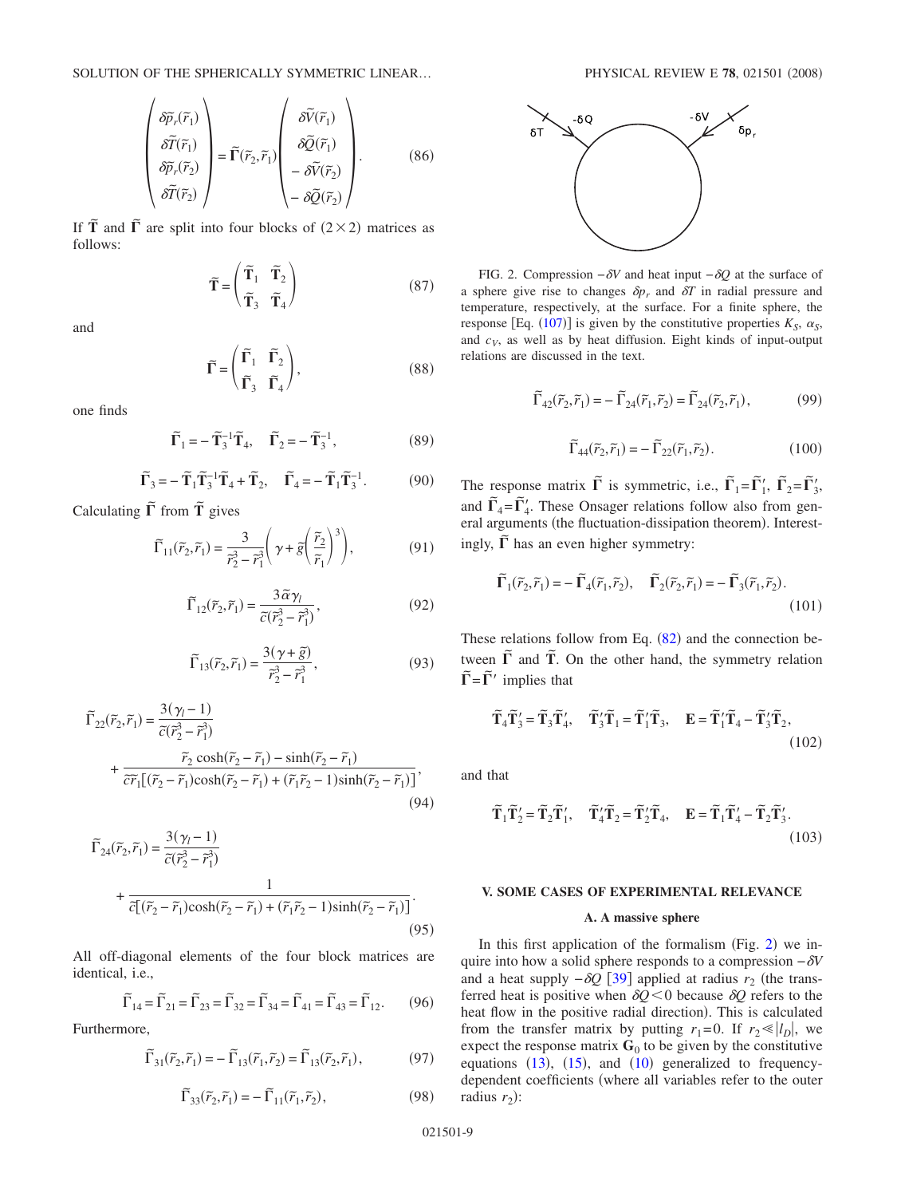$$
\begin{pmatrix} \delta\tilde{p}_r(\tilde{r}_1) \\ \delta\tilde{T}(\tilde{r}_1) \\ \delta\tilde{p}_r(\tilde{r}_2) \\ \delta\tilde{T}(\tilde{r}_2) \end{pmatrix} = \tilde{\Gamma}(\tilde{r}_2,\tilde{r}_1) \begin{pmatrix} \delta\tilde{V}(\tilde{r}_1) \\ \delta\tilde{Q}(\tilde{r}_1) \\ -\delta\tilde{V}(\tilde{r}_2) \\ -\delta\tilde{Q}(\tilde{r}_2) \end{pmatrix}. \tag{86}
$$

If $\tilde{\mathbf{T}}$ and $\tilde{\Gamma}$ are split into four blocks of $(2\times 2)$ matrices as follows:

$$
\tilde{\mathbf{T}} = \begin{pmatrix} \tilde{\mathbf{T}}_1 & \tilde{\mathbf{T}}_2 \\ \tilde{\mathbf{T}}_3 & \tilde{\mathbf{T}}_4 \end{pmatrix} \tag{87}
$$

and

$$
\tilde{\Gamma} = \begin{pmatrix} \tilde{\Gamma}_1 & \tilde{\Gamma}_2 \\ \tilde{\Gamma}_3 & \tilde{\Gamma}_4 \end{pmatrix}, \tag{88}
$$

one finds

$$
\tilde{\Gamma}_1 = -\tilde{\mathbf{T}}_3^{-1}\tilde{\mathbf{T}}_4, \quad \tilde{\Gamma}_2 = -\tilde{\mathbf{T}}_3^{-1}, \tag{89}
$$

$$
\tilde{\Gamma}_3 = -\tilde{\mathbf{T}}_1\tilde{\mathbf{T}}_3^{-1}\tilde{\mathbf{T}}_4 + \tilde{\mathbf{T}}_2, \quad \tilde{\Gamma}_4 = -\tilde{\mathbf{T}}_1\tilde{\mathbf{T}}_3^{-1}. \tag{90}
$$

Calculating $\tilde{\Gamma}$ from $\tilde{\mathbf{T}}$ gives

$$
\tilde{\Gamma}_{11}(\tilde{r}_2,\tilde{r}_1) = \frac{3}{\tilde{r}_2^3 - \tilde{r}_1^3}\left(\gamma + \tilde{g}\left(\frac{\tilde{r}_2}{\tilde{r}_1}\right)^3\right), \tag{91}
$$

$$
\tilde{\Gamma}_{12}(\tilde{r}_2,\tilde{r}_1) = \frac{3\tilde{\alpha}\gamma_l}{\tilde{c}(\tilde{r}_2^3 - \tilde{r}_1^3)}, \tag{92}
$$

$$
\tilde{\Gamma}_{13}(\tilde{r}_2,\tilde{r}_1) = \frac{3(\gamma + \tilde{g})}{\tilde{r}_2^3 - \tilde{r}_1^3}, \tag{93}
$$

$$
\tilde{\Gamma}_{22}(\tilde{r}_2,\tilde{r}_1) = \frac{3(\gamma_l - 1)}{\tilde{c}(\tilde{r}_2^3 - \tilde{r}_1^3)} + \frac{\tilde{r}_2\cosh(\tilde{r}_2 - \tilde{r}_1) - \sinh(\tilde{r}_2 - \tilde{r}_1)}{\tilde{c}\tilde{r}_1[(\tilde{r}_2 - \tilde{r}_1)\cosh(\tilde{r}_2 - \tilde{r}_1) + (\tilde{r}_1\tilde{r}_2 - 1)\sinh(\tilde{r}_2 - \tilde{r}_1)]}, \tag{94}
$$

$$
\tilde{\Gamma}_{24}(\tilde{r}_2,\tilde{r}_1) = \frac{3(\gamma_l - 1)}{\tilde{c}(\tilde{r}_2^3 - \tilde{r}_1^3)} + \frac{1}{\tilde{c}[(\tilde{r}_2 - \tilde{r}_1)\cosh(\tilde{r}_2 - \tilde{r}_1) + (\tilde{r}_1\tilde{r}_2 - 1)\sinh(\tilde{r}_2 - \tilde{r}_1)]}. \tag{95}
$$

All off-diagonal elements of the four block matrices are identical, i.e.,

$$
\tilde{\Gamma}_{14} = \tilde{\Gamma}_{21} = \tilde{\Gamma}_{23} = \tilde{\Gamma}_{32} = \tilde{\Gamma}_{34} = \tilde{\Gamma}_{41} = \tilde{\Gamma}_{43} = \tilde{\Gamma}_{12}. \tag{96}
$$

Furthermore,

$$
\tilde{\Gamma}_{31}(\tilde{r}_2,\tilde{r}_1) = -\tilde{\Gamma}_{13}(\tilde{r}_1,\tilde{r}_2) = \tilde{\Gamma}_{13}(\tilde{r}_2,\tilde{r}_1), \tag{97}
$$

$$
\tilde{\Gamma}_{33}(\tilde{r}_2,\tilde{r}_1) = -\tilde{\Gamma}_{11}(\tilde{r}_1,\tilde{r}_2), \tag{98}
$$

FIG. 2. Compression $-\delta V$ and heat input $-\delta Q$ at the surface of a sphere give rise to changes $\delta p_r$ and $\delta T$ in radial pressure and temperature, respectively, at the surface. For a finite sphere, the response [Eq. (107)] is given by the constitutive properties $K_S$, $\alpha_S$, and $c_V$, as well as by heat diffusion. Eight kinds of input-output relations are discussed in the text.

$$
\tilde{\Gamma}_{42}(\tilde{r}_2,\tilde{r}_1) = -\tilde{\Gamma}_{24}(\tilde{r}_1,\tilde{r}_2) = \tilde{\Gamma}_{24}(\tilde{r}_2,\tilde{r}_1), \tag{99}
$$

$$
\tilde{\Gamma}_{44}(\tilde{r}_2,\tilde{r}_1) = -\tilde{\Gamma}_{22}(\tilde{r}_1,\tilde{r}_2). \tag{100}
$$

The response matrix $\tilde{\Gamma}$ is symmetric, i.e., $\tilde{\Gamma}_1 = \tilde{\Gamma}_1'$, $\tilde{\Gamma}_2 = \tilde{\Gamma}_3'$, and $\tilde{\Gamma}_4 = \tilde{\Gamma}_4'$. These Onsager relations follow also from general arguments (the fluctuation-dissipation theorem). Interestingly, $\tilde{\Gamma}$ has an even higher symmetry:

$$
\tilde{\Gamma}_1(\tilde{r}_2,\tilde{r}_1) = -\tilde{\Gamma}_4(\tilde{r}_1,\tilde{r}_2), \quad \tilde{\Gamma}_2(\tilde{r}_2,\tilde{r}_1) = -\tilde{\Gamma}_3(\tilde{r}_1,\tilde{r}_2). \tag{101}
$$

These relations follow from Eq. (82) and the connection between $\tilde{\Gamma}$ and $\tilde{\mathbf{T}}$. On the other hand, the symmetry relation $\tilde{\Gamma} = \tilde{\Gamma}'$ implies that

$$
\tilde{\mathbf{T}}_4\tilde{\mathbf{T}}_3' = \tilde{\mathbf{T}}_3\tilde{\mathbf{T}}_4', \quad \tilde{\mathbf{T}}_3'\tilde{\mathbf{T}}_1 = \tilde{\mathbf{T}}_1'\tilde{\mathbf{T}}_3, \quad \mathbf{E} = \tilde{\mathbf{T}}_1'\tilde{\mathbf{T}}_4 - \tilde{\mathbf{T}}_3'\tilde{\mathbf{T}}_2, \tag{102}
$$

and that

$$
\tilde{\mathbf{T}}_1\tilde{\mathbf{T}}_2' = \tilde{\mathbf{T}}_2\tilde{\mathbf{T}}_1', \quad \tilde{\mathbf{T}}_4'\tilde{\mathbf{T}}_2 = \tilde{\mathbf{T}}_2'\tilde{\mathbf{T}}_4, \quad \mathbf{E} = \tilde{\mathbf{T}}_1\tilde{\mathbf{T}}_4' - \tilde{\mathbf{T}}_2\tilde{\mathbf{T}}_3'. \tag{103}
$$

## V. SOME CASES OF EXPERIMENTAL RELEVANCE

### A. A massive sphere

In this first application of the formalism (Fig. 2) we inquire into how a solid sphere responds to a compression $-\delta V$ and a heat supply $-\delta Q$ [39] applied at radius $r_2$ (the transferred heat is positive when $\delta Q < 0$ because $\delta Q$ refers to the heat flow in the positive radial direction). This is calculated from the transfer matrix by putting $r_1 = 0$. If $r_2 \ll |l_D|$, we expect the response matrix $\mathbf{G}_0$ to be given by the constitutive equations (13), (15), and (10) generalized to frequency-dependent coefficients (where all variables refer to the outer radius $r_2$):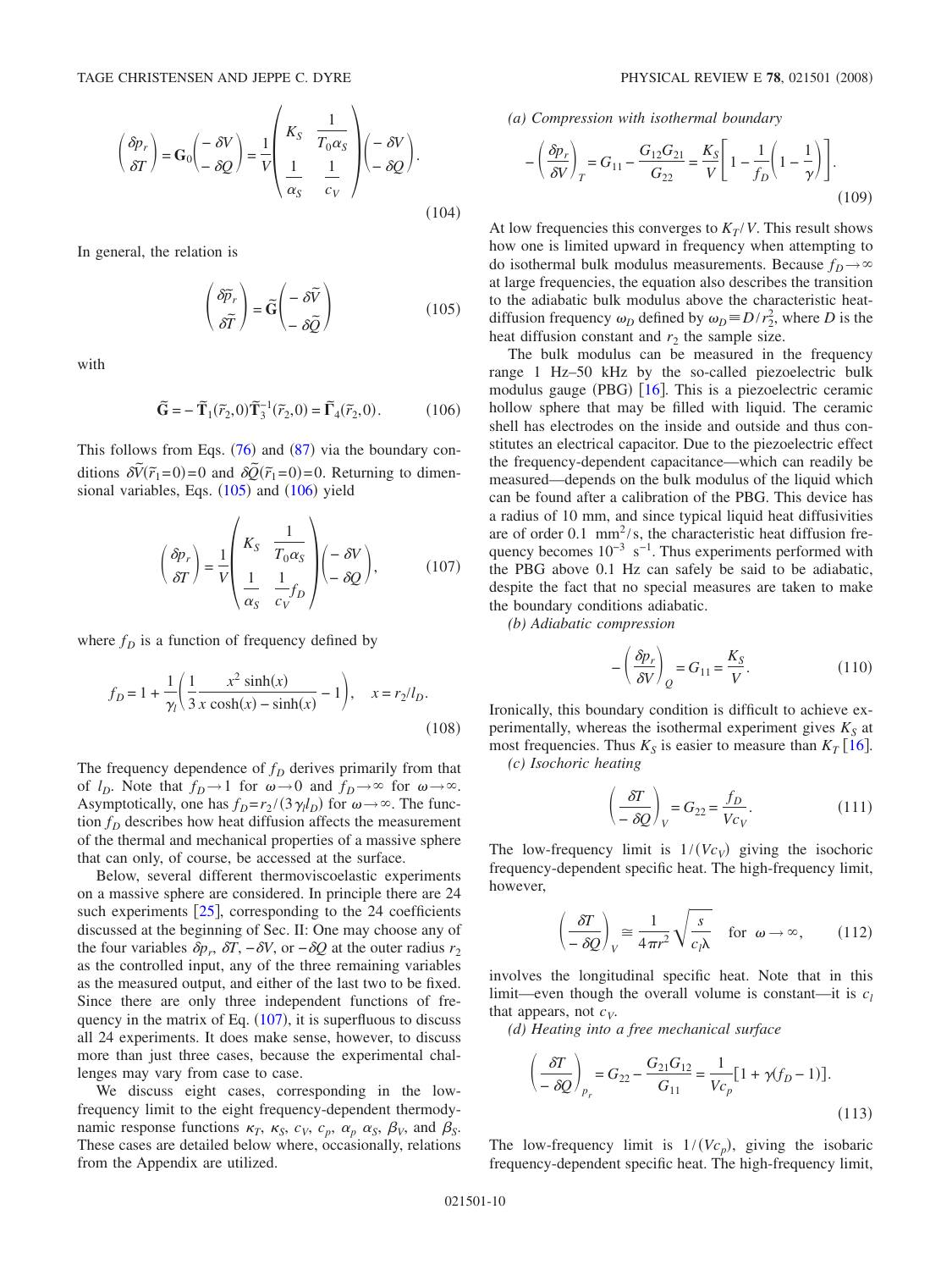$$\begin{pmatrix} \delta p_r \\ \delta T \end{pmatrix} = \mathbf{G}_0 \begin{pmatrix} -\delta V \\ -\delta Q \end{pmatrix} = \frac{1}{V} \begin{pmatrix} K_S & \dfrac{1}{T_0 \alpha_S} \\ \dfrac{1}{\alpha_S} & \dfrac{1}{c_V} \end{pmatrix} \begin{pmatrix} -\delta V \\ -\delta Q \end{pmatrix}. \tag{104}$$

In general, the relation is

$$\begin{pmatrix} \delta \tilde{p}_r \\ \delta \tilde{T} \end{pmatrix} = \tilde{\mathbf{G}} \begin{pmatrix} -\delta \tilde{V} \\ -\delta \tilde{Q} \end{pmatrix} \tag{105}$$

with

$$\tilde{\mathbf{G}} = -\tilde{\mathbf{T}}_1(\tilde{r}_2, 0)\tilde{\mathbf{T}}_3^{-1}(\tilde{r}_2, 0) = \tilde{\mathbf{\Gamma}}_4(\tilde{r}_2, 0). \tag{106}$$

This follows from Eqs. (76) and (87) via the boundary conditions $\delta\tilde{V}(\tilde{r}_1 = 0) = 0$ and $\delta\tilde{Q}(\tilde{r}_1 = 0) = 0$. Returning to dimensional variables, Eqs. (105) and (106) yield

$$\begin{pmatrix} \delta p_r \\ \delta T \end{pmatrix} = \frac{1}{V} \begin{pmatrix} K_S & \dfrac{1}{T_0 \alpha_S} \\ \dfrac{1}{\alpha_S} & \dfrac{1}{c_V} f_D \end{pmatrix} \begin{pmatrix} -\delta V \\ -\delta Q \end{pmatrix}, \tag{107}$$

where $f_D$ is a function of frequency defined by

$$f_D = 1 + \frac{1}{\gamma_l}\left(\frac{1}{3}\frac{x^2 \sinh(x)}{x\cosh(x) - \sinh(x)} - 1\right), \quad x = r_2/l_D. \tag{108}$$

The frequency dependence of $f_D$ derives primarily from that of $l_D$. Note that $f_D \to 1$ for $\omega \to 0$ and $f_D \to \infty$ for $\omega \to \infty$. Asymptotically, one has $f_D = r_2/(3\gamma_l l_D)$ for $\omega \to \infty$. The function $f_D$ describes how heat diffusion affects the measurement of the thermal and mechanical properties of a massive sphere that can only, of course, be accessed at the surface.

Below, several different thermoviscoelastic experiments on a massive sphere are considered. In principle there are 24 such experiments [25], corresponding to the 24 coefficients discussed at the beginning of Sec. II: One may choose any of the four variables $\delta p_r$, $\delta T$, $-\delta V$, or $-\delta Q$ at the outer radius $r_2$ as the controlled input, any of the three remaining variables as the measured output, and either of the last two to be fixed. Since there are only three independent functions of frequency in the matrix of Eq. (107), it is superfluous to discuss all 24 experiments. It does make sense, however, to discuss more than just three cases, because the experimental challenges may vary from case to case.

We discuss eight cases, corresponding in the low-frequency limit to the eight frequency-dependent thermodynamic response functions $\kappa_T$, $\kappa_S$, $c_V$, $c_p$, $\alpha_p$, $\alpha_S$, $\beta_V$, and $\beta_S$. These cases are detailed below where, occasionally, relations from the Appendix are utilized.

*(a) Compression with isothermal boundary*

$$-\left(\frac{\delta p_r}{\delta V}\right)_T = G_{11} - \frac{G_{12}G_{21}}{G_{22}} = \frac{K_S}{V}\left[1 - \frac{1}{f_D}\left(1 - \frac{1}{\gamma}\right)\right]. \tag{109}$$

At low frequencies this converges to $K_T/V$. This result shows how one is limited upward in frequency when attempting to do isothermal bulk modulus measurements. Because $f_D \to \infty$ at large frequencies, the equation also describes the transition to the adiabatic bulk modulus above the characteristic heat-diffusion frequency $\omega_D$ defined by $\omega_D \equiv D/r_2^2$, where $D$ is the heat diffusion constant and $r_2$ the sample size.

The bulk modulus can be measured in the frequency range 1 Hz–50 kHz by the so-called piezoelectric bulk modulus gauge (PBG) [16]. This is a piezoelectric ceramic hollow sphere that may be filled with liquid. The ceramic shell has electrodes on the inside and outside and thus constitutes an electrical capacitor. Due to the piezoelectric effect the frequency-dependent capacitance—which can readily be measured—depends on the bulk modulus of the liquid which can be found after a calibration of the PBG. This device has a radius of 10 mm, and since typical liquid heat diffusivities are of order 0.1 mm$^2$/s, the characteristic heat diffusion frequency becomes $10^{-3}$ s$^{-1}$. Thus experiments performed with the PBG above 0.1 Hz can safely be said to be adiabatic, despite the fact that no special measures are taken to make the boundary conditions adiabatic.

*(b) Adiabatic compression*

$$-\left(\frac{\delta p_r}{\delta V}\right)_Q = G_{11} = \frac{K_S}{V}. \tag{110}$$

Ironically, this boundary condition is difficult to achieve experimentally, whereas the isothermal experiment gives $K_S$ at most frequencies. Thus $K_S$ is easier to measure than $K_T$ [16].

*(c) Isochoric heating*

$$\left(\frac{\delta T}{-\delta Q}\right)_V = G_{22} = \frac{f_D}{Vc_V}. \tag{111}$$

The low-frequency limit is $1/(Vc_V)$ giving the isochoric frequency-dependent specific heat. The high-frequency limit, however,

$$\left(\frac{\delta T}{-\delta Q}\right)_V \cong \frac{1}{4\pi r^2}\sqrt{\frac{s}{c_l \lambda}} \quad \text{for} \quad \omega \to \infty, \tag{112}$$

involves the longitudinal specific heat. Note that in this limit—even though the overall volume is constant—it is $c_l$ that appears, not $c_V$.

*(d) Heating into a free mechanical surface*

$$\left(\frac{\delta T}{-\delta Q}\right)_{p_r} = G_{22} - \frac{G_{21}G_{12}}{G_{11}} = \frac{1}{Vc_p}[1 + \gamma(f_D - 1)]. \tag{113}$$

The low-frequency limit is $1/(Vc_p)$, giving the isobaric frequency-dependent specific heat. The high-frequency limit,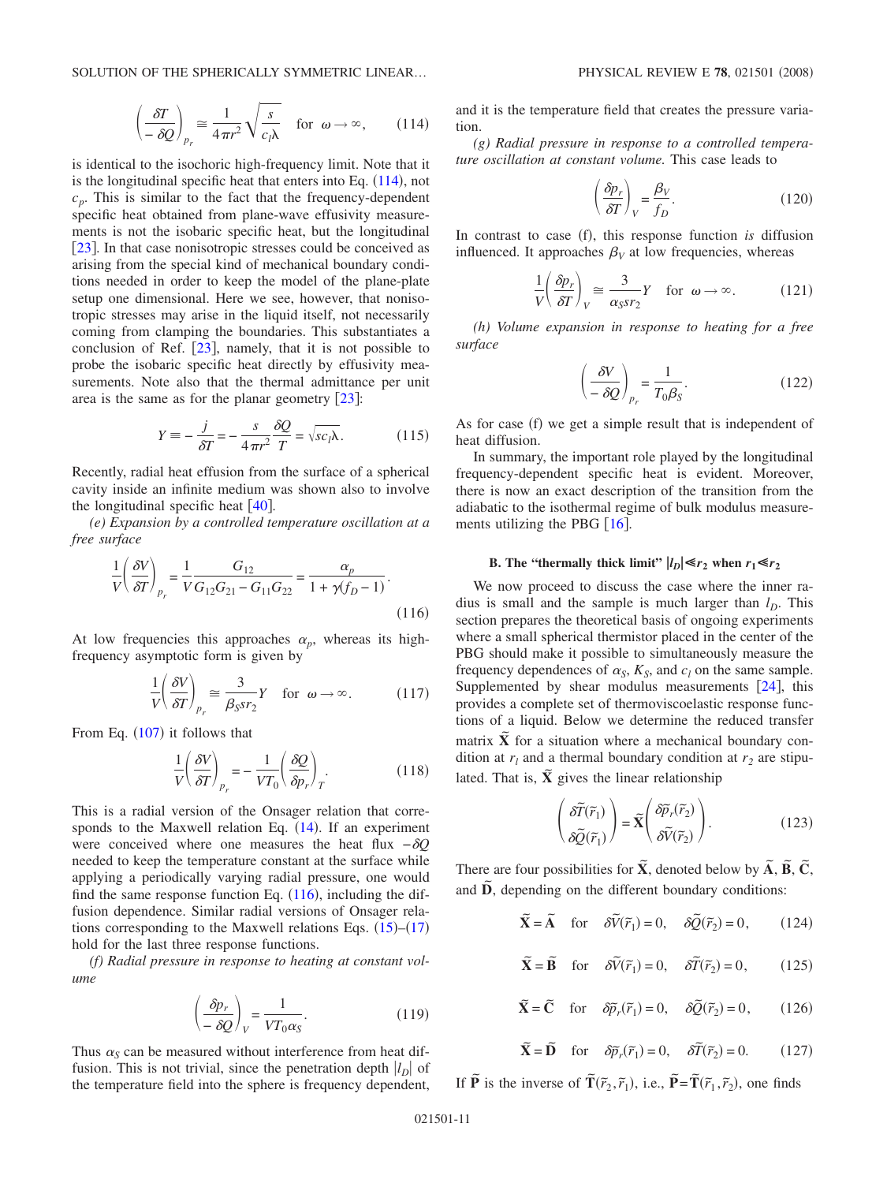$$\left(\frac{\delta T}{-\delta Q}\right)_{p_r} \cong \frac{1}{4\pi r^2}\sqrt{\frac{s}{c_l \lambda}} \quad \text{for} \quad \omega \to \infty, \tag{114}$$

is identical to the isochoric high-frequency limit. Note that it is the longitudinal specific heat that enters into Eq. (114), not $c_p$. This is similar to the fact that the frequency-dependent specific heat obtained from plane-wave effusivity measurements is not the isobaric specific heat, but the longitudinal [23]. In that case nonisotropic stresses could be conceived as arising from the special kind of mechanical boundary conditions needed in order to keep the model of the plane-plate setup one dimensional. Here we see, however, that nonisotropic stresses may arise in the liquid itself, not necessarily coming from clamping the boundaries. This substantiates a conclusion of Ref. [23], namely, that it is not possible to probe the isobaric specific heat directly by effusivity measurements. Note also that the thermal admittance per unit area is the same as for the planar geometry [23]:

$$Y \equiv -\frac{j}{\delta T} = -\frac{s}{4\pi r^2}\frac{\delta Q}{T} = \sqrt{s c_l \lambda}. \tag{115}$$

Recently, radial heat effusion from the surface of a spherical cavity inside an infinite medium was shown also to involve the longitudinal specific heat [40].

*(e) Expansion by a controlled temperature oscillation at a free surface*

$$\frac{1}{V}\left(\frac{\delta V}{\delta T}\right)_{p_r} = \frac{1}{V}\frac{G_{12}}{G_{12}G_{21} - G_{11}G_{22}} = \frac{\alpha_p}{1 + \gamma(f_D - 1)}. \tag{116}$$

At low frequencies this approaches $\alpha_p$, whereas its high-frequency asymptotic form is given by

$$\frac{1}{V}\left(\frac{\delta V}{\delta T}\right)_{p_r} \cong \frac{3}{\beta_S s r_2} Y \quad \text{for} \quad \omega \to \infty. \tag{117}$$

From Eq. (107) it follows that

$$\frac{1}{V}\left(\frac{\delta V}{\delta T}\right)_{p_r} = -\frac{1}{V T_0}\left(\frac{\delta Q}{\delta p_r}\right)_T. \tag{118}$$

This is a radial version of the Onsager relation that corresponds to the Maxwell relation Eq. (14). If an experiment were conceived where one measures the heat flux $-\delta Q$ needed to keep the temperature constant at the surface while applying a periodically varying radial pressure, one would find the same response function Eq. (116), including the diffusion dependence. Similar radial versions of Onsager relations corresponding to the Maxwell relations Eqs. (15)–(17) hold for the last three response functions.

*(f) Radial pressure in response to heating at constant volume*

$$\left(\frac{\delta p_r}{-\delta Q}\right)_V = \frac{1}{V T_0 \alpha_S}. \tag{119}$$

Thus $\alpha_S$ can be measured without interference from heat diffusion. This is not trivial, since the penetration depth $|l_D|$ of the temperature field into the sphere is frequency dependent, and it is the temperature field that creates the pressure variation.

*(g) Radial pressure in response to a controlled temperature oscillation at constant volume.* This case leads to

$$\left(\frac{\delta p_r}{\delta T}\right)_V = \frac{\beta_V}{f_D}. \tag{120}$$

In contrast to case (f), this response function *is* diffusion influenced. It approaches $\beta_V$ at low frequencies, whereas

$$\frac{1}{V}\left(\frac{\delta p_r}{\delta T}\right)_V \cong \frac{3}{\alpha_S s r_2} Y \quad \text{for} \quad \omega \to \infty. \tag{121}$$

*(h) Volume expansion in response to heating for a free surface*

$$\left(\frac{\delta V}{-\delta Q}\right)_{p_r} = \frac{1}{T_0 \beta_S}. \tag{122}$$

As for case (f) we get a simple result that is independent of heat diffusion.

In summary, the important role played by the longitudinal frequency-dependent specific heat is evident. Moreover, there is now an exact description of the transition from the adiabatic to the isothermal regime of bulk modulus measurements utilizing the PBG [16].

### B. The "thermally thick limit" $|l_D| \ll r_2$ when $r_1 \ll r_2$

We now proceed to discuss the case where the inner radius is small and the sample is much larger than $l_D$. This section prepares the theoretical basis of ongoing experiments where a small spherical thermistor placed in the center of the PBG should make it possible to simultaneously measure the frequency dependences of $\alpha_S$, $K_S$, and $c_l$ on the same sample. Supplemented by shear modulus measurements [24], this provides a complete set of thermoviscoelastic response functions of a liquid. Below we determine the reduced transfer matrix $\tilde{\mathbf{X}}$ for a situation where a mechanical boundary condition at $r_l$ and a thermal boundary condition at $r_2$ are stipulated. That is, $\tilde{\mathbf{X}}$ gives the linear relationship

$$\begin{pmatrix} \delta\tilde{T}(\tilde{r}_1) \\ \delta\tilde{Q}(\tilde{r}_1) \end{pmatrix} = \tilde{\mathbf{X}} \begin{pmatrix} \delta\tilde{p}_r(\tilde{r}_2) \\ \delta\tilde{V}(\tilde{r}_2) \end{pmatrix}. \tag{123}$$

There are four possibilities for $\tilde{\mathbf{X}}$, denoted below by $\tilde{\mathbf{A}}$, $\tilde{\mathbf{B}}$, $\tilde{\mathbf{C}}$, and $\tilde{\mathbf{D}}$, depending on the different boundary conditions:

$$\tilde{\mathbf{X}} = \tilde{\mathbf{A}} \quad \text{for} \quad \delta\tilde{V}(\tilde{r}_1) = 0, \quad \delta\tilde{Q}(\tilde{r}_2) = 0, \tag{124}$$

$$\tilde{\mathbf{X}} = \tilde{\mathbf{B}} \quad \text{for} \quad \delta\tilde{V}(\tilde{r}_1) = 0, \quad \delta\tilde{T}(\tilde{r}_2) = 0, \tag{125}$$

$$\tilde{\mathbf{X}} = \tilde{\mathbf{C}} \quad \text{for} \quad \delta\tilde{p}_r(\tilde{r}_1) = 0, \quad \delta\tilde{Q}(\tilde{r}_2) = 0, \tag{126}$$

$$\tilde{\mathbf{X}} = \tilde{\mathbf{D}} \quad \text{for} \quad \delta\tilde{p}_r(\tilde{r}_1) = 0, \quad \delta\tilde{T}(\tilde{r}_2) = 0. \tag{127}$$

If $\tilde{\mathbf{P}}$ is the inverse of $\tilde{\mathbf{T}}(\tilde{r}_2, \tilde{r}_1)$, i.e., $\tilde{\mathbf{P}} = \tilde{\mathbf{T}}(\tilde{r}_1, \tilde{r}_2)$, one finds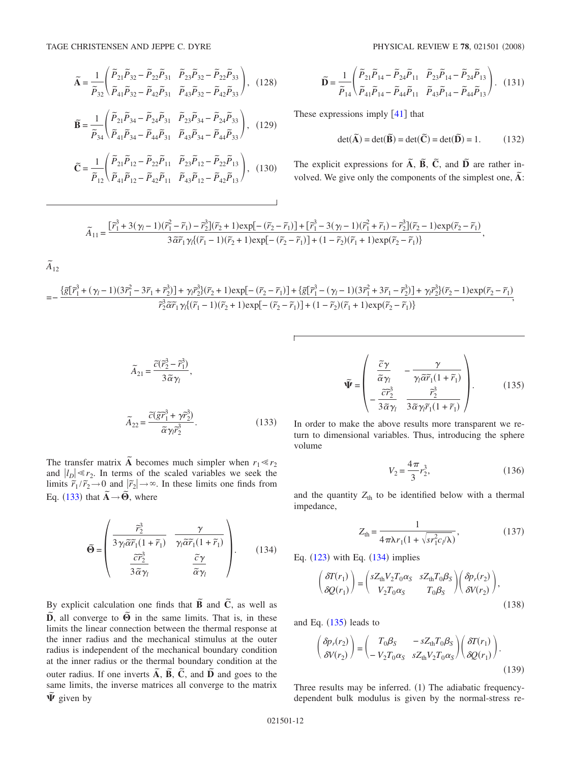$$\tilde{\mathbf{A}} = \frac{1}{\tilde{P}_{32}} \begin{pmatrix} \tilde{P}_{21}\tilde{P}_{32} - \tilde{P}_{22}\tilde{P}_{31} & \tilde{P}_{23}\tilde{P}_{32} - \tilde{P}_{22}\tilde{P}_{33} \\ \tilde{P}_{41}\tilde{P}_{32} - \tilde{P}_{42}\tilde{P}_{31} & \tilde{P}_{43}\tilde{P}_{32} - \tilde{P}_{42}\tilde{P}_{33} \end{pmatrix}, \quad (128)$$

$$\tilde{\mathbf{B}} = \frac{1}{\tilde{P}_{34}} \begin{pmatrix} \tilde{P}_{21}\tilde{P}_{34} - \tilde{P}_{24}\tilde{P}_{31} & \tilde{P}_{23}\tilde{P}_{34} - \tilde{P}_{24}\tilde{P}_{33} \\ \tilde{P}_{41}\tilde{P}_{34} - \tilde{P}_{44}\tilde{P}_{31} & \tilde{P}_{43}\tilde{P}_{34} - \tilde{P}_{44}\tilde{P}_{33} \end{pmatrix}, \quad (129)$$

$$\tilde{\mathbf{C}} = \frac{1}{\tilde{P}_{12}} \begin{pmatrix} \tilde{P}_{21}\tilde{P}_{12} - \tilde{P}_{22}\tilde{P}_{11} & \tilde{P}_{23}\tilde{P}_{12} - \tilde{P}_{22}\tilde{P}_{13} \\ \tilde{P}_{41}\tilde{P}_{12} - \tilde{P}_{42}\tilde{P}_{11} & \tilde{P}_{43}\tilde{P}_{12} - \tilde{P}_{42}\tilde{P}_{13} \end{pmatrix}, \quad (130)$$

$$\tilde{\mathbf{D}} = \frac{1}{\tilde{P}_{14}} \begin{pmatrix} \tilde{P}_{21}\tilde{P}_{14} - \tilde{P}_{24}\tilde{P}_{11} & \tilde{P}_{23}\tilde{P}_{14} - \tilde{P}_{24}\tilde{P}_{13} \\ \tilde{P}_{41}\tilde{P}_{14} - \tilde{P}_{44}\tilde{P}_{11} & \tilde{P}_{43}\tilde{P}_{14} - \tilde{P}_{44}\tilde{P}_{13} \end{pmatrix}. \quad (131)$$

These expressions imply [41] that

$$\det(\tilde{\mathbf{A}}) = \det(\tilde{\mathbf{B}}) = \det(\tilde{\mathbf{C}}) = \det(\tilde{\mathbf{D}}) = 1. \quad (132)$$

The explicit expressions for $\tilde{\mathbf{A}}$, $\tilde{\mathbf{B}}$, $\tilde{\mathbf{C}}$, and $\tilde{\mathbf{D}}$ are rather involved. We give only the components of the simplest one, $\tilde{\mathbf{A}}$:

$$\tilde{A}_{11} = \frac{[\tilde{r}_1^3 + 3(\gamma_l - 1)(\tilde{r}_1^2 - \tilde{r}_1) - \tilde{r}_2^3](\tilde{r}_2 + 1)\exp[-(\tilde{r}_2 - \tilde{r}_1)] + [\tilde{r}_1^3 - 3(\gamma_l - 1)(\tilde{r}_1^2 + \tilde{r}_1) - \tilde{r}_2^3](\tilde{r}_2 - 1)\exp(\tilde{r}_2 - \tilde{r}_1)}{3\tilde{\alpha}\tilde{r}_1\gamma_l\{(\tilde{r}_1 - 1)(\tilde{r}_2 + 1)\exp[-(\tilde{r}_2 - \tilde{r}_1)] + (1 - \tilde{r}_2)(\tilde{r}_1 + 1)\exp(\tilde{r}_2 - \tilde{r}_1)\}},$$

$$\tilde{A}_{12} = -\frac{\{\tilde{g}[\tilde{r}_1^3 + (\gamma_l - 1)(3\tilde{r}_1^2 - 3\tilde{r}_1 + \tilde{r}_2^3)] + \gamma_l\tilde{r}_2^3\}(\tilde{r}_2 + 1)\exp[-(\tilde{r}_2 - \tilde{r}_1)] + \{\tilde{g}[\tilde{r}_1^3 - (\gamma_l - 1)(3\tilde{r}_1^2 + 3\tilde{r}_1 - \tilde{r}_2^3)] + \gamma_l\tilde{r}_2^3\}(\tilde{r}_2 - 1)\exp(\tilde{r}_2 - \tilde{r}_1)}{\tilde{r}_2^3\tilde{\alpha}\tilde{r}_1\gamma_l\{(\tilde{r}_1 - 1)(\tilde{r}_2 + 1)\exp[-(\tilde{r}_2 - \tilde{r}_1)] + (1 - \tilde{r}_2)(\tilde{r}_1 + 1)\exp(\tilde{r}_2 - \tilde{r}_1)\}};$$

$$\tilde{A}_{21} = \frac{\tilde{c}(\tilde{r}_2^3 - \tilde{r}_1^3)}{3\tilde{\alpha}\gamma_l},$$

$$\tilde{A}_{22} = \frac{\tilde{c}(\tilde{g}\tilde{r}_1^3 + \gamma\tilde{r}_2^3)}{\tilde{\alpha}\gamma_l\tilde{r}_2^3}. \quad (133)$$

The transfer matrix $\tilde{\mathbf{A}}$ becomes much simpler when $r_1 \ll r_2$ and $|l_D| \ll r_2$. In terms of the scaled variables we seek the limits $\tilde{r}_1/\tilde{r}_2 \to 0$ and $|\tilde{r}_2| \to \infty$. In these limits one finds from Eq. (133) that $\tilde{\mathbf{A}} \to \tilde{\mathbf{\Theta}}$, where

$$\tilde{\mathbf{\Theta}} = \begin{pmatrix} \dfrac{\tilde{r}_2^3}{3\gamma_l\tilde{\alpha}\tilde{r}_1(1 + \tilde{r}_1)} & \dfrac{\gamma}{\gamma_l\tilde{\alpha}\tilde{r}_1(1 + \tilde{r}_1)} \\ \dfrac{\tilde{c}\tilde{r}_2^3}{3\tilde{\alpha}\gamma_l} & \dfrac{\tilde{c}\gamma}{\tilde{\alpha}\gamma_l} \end{pmatrix}. \quad (134)$$

By explicit calculation one finds that $\tilde{\mathbf{B}}$ and $\tilde{\mathbf{C}}$, as well as $\tilde{\mathbf{D}}$, all converge to $\tilde{\mathbf{\Theta}}$ in the same limits. That is, in these limits the linear connection between the thermal response at the inner radius and the mechanical stimulus at the outer radius is independent of the mechanical boundary condition at the inner radius or the thermal boundary condition at the outer radius. If one inverts $\tilde{\mathbf{A}}$, $\tilde{\mathbf{B}}$, $\tilde{\mathbf{C}}$, and $\tilde{\mathbf{D}}$ and goes to the same limits, the inverse matrices all converge to the matrix $\tilde{\mathbf{\Psi}}$ given by

$$\tilde{\mathbf{\Psi}} = \begin{pmatrix} \dfrac{\tilde{c}\gamma}{\tilde{\alpha}\gamma_l} & -\dfrac{\gamma}{\gamma_l\tilde{\alpha}\tilde{r}_1(1 + \tilde{r}_1)} \\ -\dfrac{\tilde{c}\tilde{r}_2^3}{3\tilde{\alpha}\gamma_l} & \dfrac{\tilde{r}_2^3}{3\tilde{\alpha}\gamma_l\tilde{r}_1(1 + \tilde{r}_1)} \end{pmatrix}. \quad (135)$$

In order to make the above results more transparent we return to dimensional variables. Thus, introducing the sphere volume

$$V_2 = \frac{4\pi}{3}r_2^3, \quad (136)$$

and the quantity $Z_{\text{th}}$ to be identified below with a thermal impedance,

$$Z_{\text{th}} = \frac{1}{4\pi\lambda r_1(1 + \sqrt{sr_1^2 c_l/\lambda})}, \quad (137)$$

Eq. (123) with Eq. (134) implies

$$\begin{pmatrix} \delta T(r_1) \\ \delta Q(r_1) \end{pmatrix} = \begin{pmatrix} sZ_{\text{th}}V_2T_0\alpha_S & sZ_{\text{th}}T_0\beta_S \\ V_2T_0\alpha_S & T_0\beta_S \end{pmatrix} \begin{pmatrix} \delta p_r(r_2) \\ \delta V(r_2) \end{pmatrix}, \quad (138)$$

and Eq. (135) leads to

$$\begin{pmatrix} \delta p_r(r_2) \\ \delta V(r_2) \end{pmatrix} = \begin{pmatrix} T_0\beta_S & -sZ_{\text{th}}T_0\beta_S \\ -V_2T_0\alpha_S & sZ_{\text{th}}V_2T_0\alpha_S \end{pmatrix} \begin{pmatrix} \delta T(r_1) \\ \delta Q(r_1) \end{pmatrix}. \quad (139)$$

Three results may be inferred. (1) The adiabatic frequency-dependent bulk modulus is given by the normal-stress re-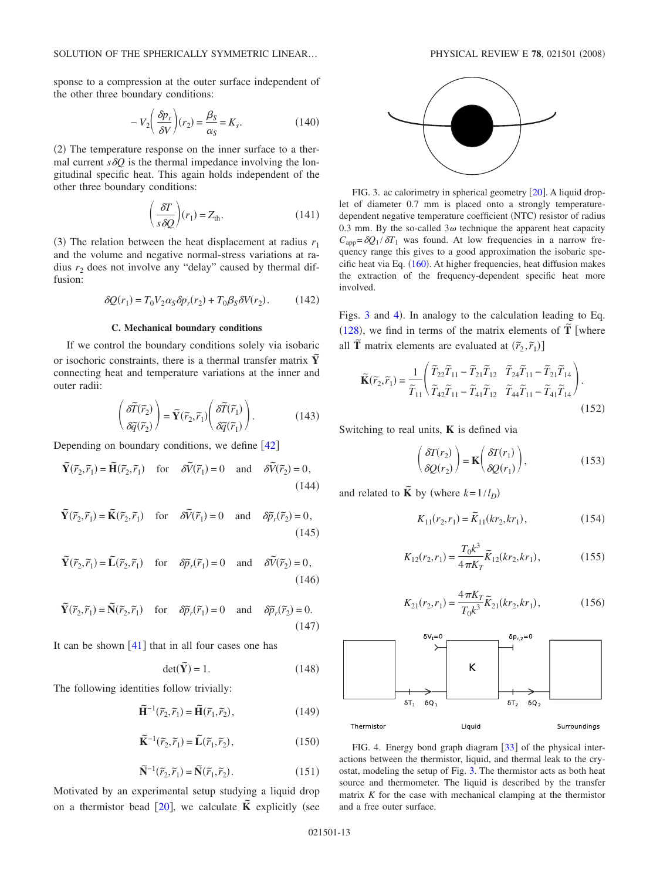sponse to a compression at the outer surface independent of the other three boundary conditions:

$$-V_2\left(\frac{\delta p_r}{\delta V}\right)(r_2) = \frac{\beta_S}{\alpha_S} = K_s. \tag{140}$$

(2) The temperature response on the inner surface to a thermal current $s\delta Q$ is the thermal impedance involving the longitudinal specific heat. This again holds independent of the other three boundary conditions:

$$\left(\frac{\delta T}{s\delta Q}\right)(r_1) = Z_{\text{th}}. \tag{141}$$

(3) The relation between the heat displacement at radius $r_1$ and the volume and negative normal-stress variations at radius $r_2$ does not involve any "delay" caused by thermal diffusion:

$$\delta Q(r_1) = T_0 V_2 \alpha_S \delta p_r(r_2) + T_0 \beta_S \delta V(r_2). \tag{142}$$

### C. Mechanical boundary conditions

If we control the boundary conditions solely via isobaric or isochoric constraints, there is a thermal transfer matrix $\tilde{\mathbf{Y}}$ connecting heat and temperature variations at the inner and outer radii:

$$\begin{pmatrix} \delta\tilde{T}(\tilde{r}_2) \\ \delta\tilde{q}(\tilde{r}_2) \end{pmatrix} = \tilde{\mathbf{Y}}(\tilde{r}_2,\tilde{r}_1)\begin{pmatrix} \delta\tilde{T}(\tilde{r}_1) \\ \delta\tilde{q}(\tilde{r}_1) \end{pmatrix}. \tag{143}$$

Depending on boundary conditions, we define [42]

$$\tilde{\mathbf{Y}}(\tilde{r}_2,\tilde{r}_1) = \tilde{\mathbf{H}}(\tilde{r}_2,\tilde{r}_1) \quad \text{for} \quad \delta\tilde{V}(\tilde{r}_1) = 0 \quad \text{and} \quad \delta\tilde{V}(\tilde{r}_2) = 0, \tag{144}$$

$$\tilde{\mathbf{Y}}(\tilde{r}_2,\tilde{r}_1) = \tilde{\mathbf{K}}(\tilde{r}_2,\tilde{r}_1) \quad \text{for} \quad \delta\tilde{V}(\tilde{r}_1) = 0 \quad \text{and} \quad \delta\tilde{p}_r(\tilde{r}_2) = 0, \tag{145}$$

$$\tilde{\mathbf{Y}}(\tilde{r}_2,\tilde{r}_1) = \tilde{\mathbf{L}}(\tilde{r}_2,\tilde{r}_1) \quad \text{for} \quad \delta\tilde{p}_r(\tilde{r}_1) = 0 \quad \text{and} \quad \delta\tilde{V}(\tilde{r}_2) = 0, \tag{146}$$

$$\tilde{\mathbf{Y}}(\tilde{r}_2,\tilde{r}_1) = \tilde{\mathbf{N}}(\tilde{r}_2,\tilde{r}_1) \quad \text{for} \quad \delta\tilde{p}_r(\tilde{r}_1) = 0 \quad \text{and} \quad \delta\tilde{p}_r(\tilde{r}_2) = 0. \tag{147}$$

It can be shown [41] that in all four cases one has

$$\det(\tilde{\mathbf{Y}}) = 1. \tag{148}$$

The following identities follow trivially:

$$\tilde{\mathbf{H}}^{-1}(\tilde{r}_2,\tilde{r}_1) = \tilde{\mathbf{H}}(\tilde{r}_1,\tilde{r}_2), \tag{149}$$

$$\tilde{\mathbf{K}}^{-1}(\tilde{r}_2,\tilde{r}_1) = \tilde{\mathbf{L}}(\tilde{r}_1,\tilde{r}_2), \tag{150}$$

$$\tilde{\mathbf{N}}^{-1}(\tilde{r}_2,\tilde{r}_1) = \tilde{\mathbf{N}}(\tilde{r}_1,\tilde{r}_2). \tag{151}$$

Motivated by an experimental setup studying a liquid drop on a thermistor bead [20], we calculate $\tilde{\mathbf{K}}$ explicitly (see Figs. 3 and 4). In analogy to the calculation leading to Eq. (128), we find in terms of the matrix elements of $\tilde{\mathbf{T}}$ [where all $\tilde{\mathbf{T}}$ matrix elements are evaluated at $(\tilde{r}_2,\tilde{r}_1)$]

$$\tilde{\mathbf{K}}(\tilde{r}_2,\tilde{r}_1) = \frac{1}{\tilde{T}_{11}}\begin{pmatrix} \tilde{T}_{22}\tilde{T}_{11} - \tilde{T}_{21}\tilde{T}_{12} & \tilde{T}_{24}\tilde{T}_{11} - \tilde{T}_{21}\tilde{T}_{14} \\ \tilde{T}_{42}\tilde{T}_{11} - \tilde{T}_{41}\tilde{T}_{12} & \tilde{T}_{44}\tilde{T}_{11} - \tilde{T}_{41}\tilde{T}_{14} \end{pmatrix}. \tag{152}$$

Switching to real units, $\mathbf{K}$ is defined via

$$\begin{pmatrix} \delta T(r_2) \\ \delta Q(r_2) \end{pmatrix} = \mathbf{K}\begin{pmatrix} \delta T(r_1) \\ \delta Q(r_1) \end{pmatrix}, \tag{153}$$

and related to $\tilde{\mathbf{K}}$ by (where $k=1/l_D$)

$$K_{11}(r_2,r_1) = \tilde{K}_{11}(kr_2,kr_1), \tag{154}$$

$$K_{12}(r_2,r_1) = \frac{T_0 k^3}{4\pi K_T}\tilde{K}_{12}(kr_2,kr_1), \tag{155}$$

$$K_{21}(r_2,r_1) = \frac{4\pi K_T}{T_0 k^3}\tilde{K}_{21}(kr_2,kr_1), \tag{156}$$

FIG. 3. ac calorimetry in spherical geometry [20]. A liquid droplet of diameter 0.7 mm is placed onto a strongly temperature-dependent negative temperature coefficient (NTC) resistor of radius 0.3 mm. By the so-called $3\omega$ technique the apparent heat capacity $C_{\text{app}} = \delta Q_1/\delta T_1$ was found. At low frequencies in a narrow frequency range this gives to a good approximation the isobaric specific heat via Eq. (160). At higher frequencies, heat diffusion makes the extraction of the frequency-dependent specific heat more involved.

FIG. 4. Energy bond graph diagram [33] of the physical interactions between the thermistor, liquid, and thermal leak to the cryostat, modeling the setup of Fig. 3. The thermistor acts as both heat source and thermometer. The liquid is described by the transfer matrix $K$ for the case with mechanical clamping at the thermistor and a free outer surface.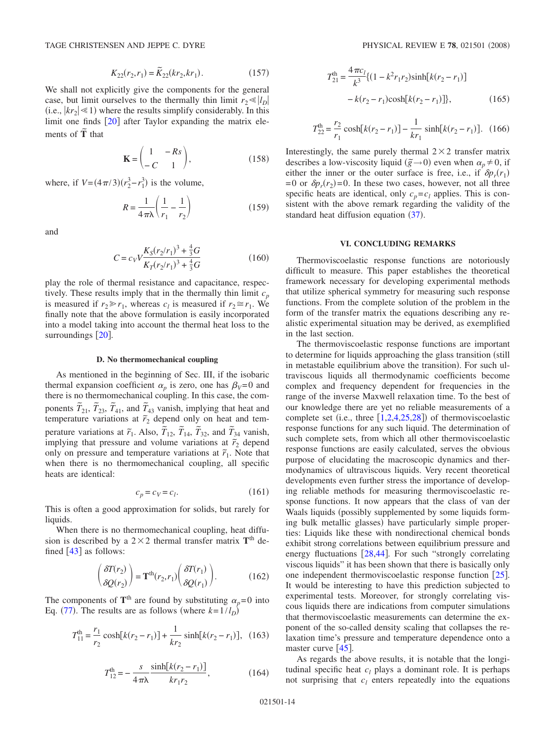$$K_{22}(r_2,r_1) = \tilde{K}_{22}(kr_2,kr_1). \tag{157}$$

We shall not explicitly give the components for the general case, but limit ourselves to the thermally thin limit $r_2 \ll |l_D|$ (i.e., $|kr_2| \ll 1$) where the results simplify considerably. In this limit one finds [20] after Taylor expanding the matrix elements of $\tilde{\mathbf{T}}$ that

$$\mathbf{K} = \begin{pmatrix} 1 & -Rs \\ -C & 1 \end{pmatrix}, \tag{158}$$

where, if $V = (4\pi/3)(r_2^3 - r_1^3)$ is the volume,

$$R = \frac{1}{4\pi\lambda}\left(\frac{1}{r_1} - \frac{1}{r_2}\right) \tag{159}$$

and

$$C = c_V V \frac{K_S (r_2/r_1)^3 + \frac{4}{3}G}{K_T (r_2/r_1)^3 + \frac{4}{3}G} \tag{160}$$

play the role of thermal resistance and capacitance, respectively. These results imply that in the thermally thin limit $c_p$ is measured if $r_2 \gg r_1$, whereas $c_l$ is measured if $r_2 \cong r_1$. We finally note that the above formulation is easily incorporated into a model taking into account the thermal heat loss to the surroundings [20].

### D. No thermomechanical coupling

As mentioned in the beginning of Sec. III, if the isobaric thermal expansion coefficient $\alpha_p$ is zero, one has $\beta_V = 0$ and there is no thermomechanical coupling. In this case, the components $\tilde{T}_{21}$, $\tilde{T}_{23}$, $\tilde{T}_{41}$, and $\tilde{T}_{43}$ vanish, implying that heat and temperature variations at $\tilde{r}_2$ depend only on heat and temperature variations at $\tilde{r}_1$. Also, $\tilde{T}_{12}$, $\tilde{T}_{14}$, $\tilde{T}_{32}$, and $\tilde{T}_{34}$ vanish, implying that pressure and volume variations at $\tilde{r}_2$ depend only on pressure and temperature variations at $\tilde{r}_1$. Note that when there is no thermomechanical coupling, all specific heats are identical:

$$c_p = c_V = c_l. \tag{161}$$

This is often a good approximation for solids, but rarely for liquids.

When there is no thermomechanical coupling, heat diffusion is described by a $2\times 2$ thermal transfer matrix $\mathbf{T}^{\text{th}}$ defined [43] as follows:

$$\begin{pmatrix} \delta T(r_2) \\ \delta Q(r_2) \end{pmatrix} = \mathbf{T}^{\text{th}}(r_2,r_1)\begin{pmatrix} \delta T(r_1) \\ \delta Q(r_1) \end{pmatrix}. \tag{162}$$

The components of $\mathbf{T}^{\text{th}}$ are found by substituting $\alpha_p = 0$ into Eq. (77). The results are as follows (where $k = 1/l_D$)

$$T_{11}^{\text{th}} = \frac{r_1}{r_2}\cosh[k(r_2 - r_1)] + \frac{1}{kr_2}\sinh[k(r_2 - r_1)], \tag{163}$$

$$T_{12}^{\text{th}} = -\frac{s}{4\pi\lambda}\frac{\sinh[k(r_2 - r_1)]}{kr_1 r_2}, \tag{164}$$

$$T_{21}^{\text{th}} = \frac{4\pi c_l}{k^3}\{(1 - k^2 r_1 r_2)\sinh[k(r_2 - r_1)] - k(r_2 - r_1)\cosh[k(r_2 - r_1)]\}, \tag{165}$$

$$T_{22}^{\text{th}} = \frac{r_2}{r_1}\cosh[k(r_2 - r_1)] - \frac{1}{kr_1}\sinh[k(r_2 - r_1)]. \tag{166}$$

Interestingly, the same purely thermal $2\times 2$ transfer matrix describes a low-viscosity liquid ($\tilde{g} \to 0$) even when $\alpha_p \neq 0$, if either the inner or the outer surface is free, i.e., if $\delta p_r(r_1) = 0$ or $\delta p_r(r_2) = 0$. In these two cases, however, not all three specific heats are identical, only $c_p = c_l$ applies. This is consistent with the above remark regarding the validity of the standard heat diffusion equation (37).

## VI. CONCLUDING REMARKS

Thermoviscoelastic response functions are notoriously difficult to measure. This paper establishes the theoretical framework necessary for developing experimental methods that utilize spherical symmetry for measuring such response functions. From the complete solution of the problem in the form of the transfer matrix the equations describing any realistic experimental situation may be derived, as exemplified in the last section.

The thermoviscoelastic response functions are important to determine for liquids approaching the glass transition (still in metastable equilibrium above the transition). For such ultraviscous liquids all thermodynamic coefficients become complex and frequency dependent for frequencies in the range of the inverse Maxwell relaxation time. To the best of our knowledge there are yet no reliable measurements of a complete set (i.e., three [1,2,4,25,28]) of thermoviscoelastic response functions for any such liquid. The determination of such complete sets, from which all other thermoviscoelastic response functions are easily calculated, serves the obvious purpose of elucidating the macroscopic dynamics and thermodynamics of ultraviscous liquids. Very recent theoretical developments even further stress the importance of developing reliable methods for measuring thermoviscoelastic response functions. It now appears that the class of van der Waals liquids (possibly supplemented by some liquids forming bulk metallic glasses) have particularly simple properties: Liquids like these with nondirectional chemical bonds exhibit strong correlations between equilibrium pressure and energy fluctuations [28,44]. For such "strongly correlating viscous liquids" it has been shown that there is basically only one independent thermoviscoelastic response function [25]. It would be interesting to have this prediction subjected to experimental tests. Moreover, for strongly correlating viscous liquids there are indications from computer simulations that thermoviscoelastic measurements can determine the exponent of the so-called density scaling that collapses the relaxation time's pressure and temperature dependence onto a master curve [45].

As regards the above results, it is notable that the longitudinal specific heat $c_l$ plays a dominant role. It is perhaps not surprising that $c_l$ enters repeatedly into the equations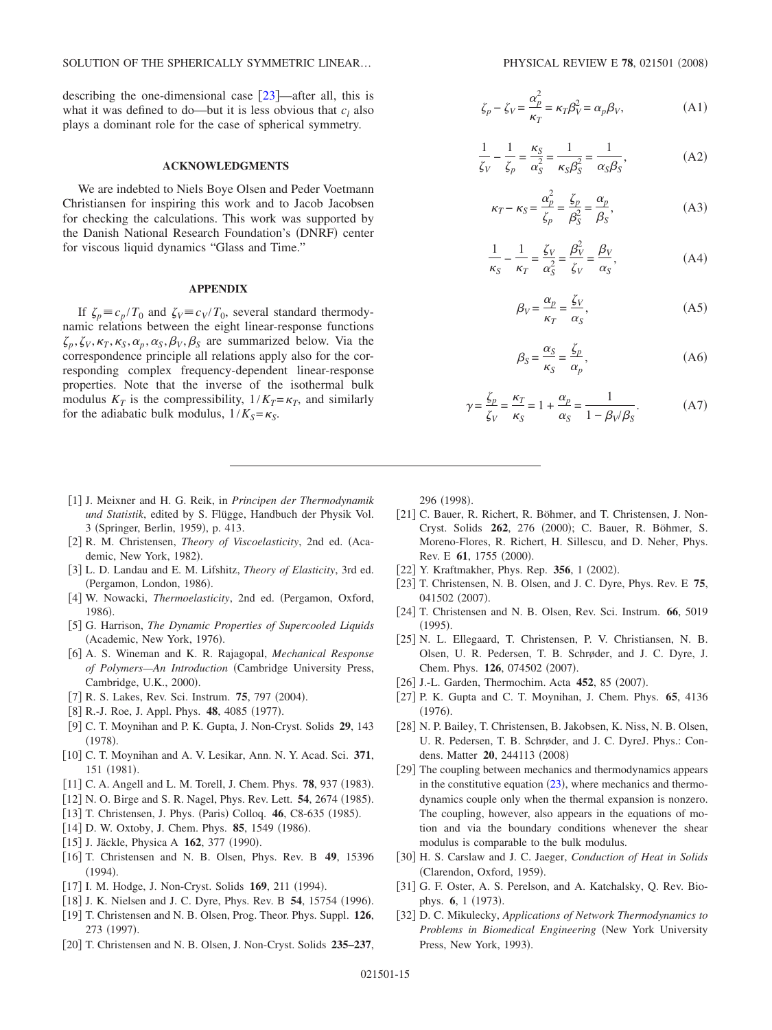describing the one-dimensional case [23]—after all, this is what it was defined to do—but it is less obvious that $c_l$ also plays a dominant role for the case of spherical symmetry.

## ACKNOWLEDGMENTS

We are indebted to Niels Boye Olsen and Peder Voetmann Christiansen for inspiring this work and to Jacob Jacobsen for checking the calculations. This work was supported by the Danish National Research Foundation's (DNRF) center for viscous liquid dynamics "Glass and Time."

## APPENDIX

If $\zeta_p \equiv c_p/T_0$ and $\zeta_V \equiv c_V/T_0$, several standard thermodynamic relations between the eight linear-response functions $\zeta_p, \zeta_V, \kappa_T, \kappa_S, \alpha_p, \alpha_S, \beta_V, \beta_S$ are summarized below. Via the correspondence principle all relations apply also for the corresponding complex frequency-dependent linear-response properties. Note that the inverse of the isothermal bulk modulus $K_T$ is the compressibility, $1/K_T = \kappa_T$, and similarly for the adiabatic bulk modulus, $1/K_S = \kappa_S$.

$$\zeta_p - \zeta_V = \frac{\alpha_p^2}{\kappa_T} = \kappa_T \beta_V^2 = \alpha_p \beta_V, \tag{A1}$$

$$\frac{1}{\zeta_V} - \frac{1}{\zeta_p} = \frac{\kappa_S}{\alpha_S^2} = \frac{1}{\kappa_S \beta_S^2} = \frac{1}{\alpha_S \beta_S}, \tag{A2}$$

$$\kappa_T - \kappa_S = \frac{\alpha_p^2}{\zeta_p} = \frac{\zeta_p}{\beta_S^2} = \frac{\alpha_p}{\beta_S}, \tag{A3}$$

$$\frac{1}{\kappa_S} - \frac{1}{\kappa_T} = \frac{\zeta_V}{\alpha_S^2} = \frac{\beta_V^2}{\zeta_V} = \frac{\beta_V}{\alpha_S}, \tag{A4}$$

$$\beta_V = \frac{\alpha_p}{\kappa_T} = \frac{\zeta_V}{\alpha_S}, \tag{A5}$$

$$\beta_S = \frac{\alpha_S}{\kappa_S} = \frac{\zeta_p}{\alpha_p}, \tag{A6}$$

$$\gamma = \frac{\zeta_p}{\zeta_V} = \frac{\kappa_T}{\kappa_S} = 1 + \frac{\alpha_p}{\alpha_S} = \frac{1}{1 - \beta_V/\beta_S}. \tag{A7}$$

---

[1] J. Meixner and H. G. Reik, in *Principen der Thermodynamik und Statistik*, edited by S. Flügge, Handbuch der Physik Vol. 3 (Springer, Berlin, 1959), p. 413.

[2] R. M. Christensen, *Theory of Viscoelasticity*, 2nd ed. (Academic, New York, 1982).

[3] L. D. Landau and E. M. Lifshitz, *Theory of Elasticity*, 3rd ed. (Pergamon, London, 1986).

[4] W. Nowacki, *Thermoelasticity*, 2nd ed. (Pergamon, Oxford, 1986).

[5] G. Harrison, *The Dynamic Properties of Supercooled Liquids* (Academic, New York, 1976).

[6] A. S. Wineman and K. R. Rajagopal, *Mechanical Response of Polymers—An Introduction* (Cambridge University Press, Cambridge, U.K., 2000).

[7] R. S. Lakes, Rev. Sci. Instrum. **75**, 797 (2004).

[8] R.-J. Roe, J. Appl. Phys. **48**, 4085 (1977).

[9] C. T. Moynihan and P. K. Gupta, J. Non-Cryst. Solids **29**, 143 (1978).

[10] C. T. Moynihan and A. V. Lesikar, Ann. N. Y. Acad. Sci. **371**, 151 (1981).

[11] C. A. Angell and L. M. Torell, J. Chem. Phys. **78**, 937 (1983).

[12] N. O. Birge and S. R. Nagel, Phys. Rev. Lett. **54**, 2674 (1985).

[13] T. Christensen, J. Phys. (Paris) Colloq. **46**, C8-635 (1985).

[14] D. W. Oxtoby, J. Chem. Phys. **85**, 1549 (1986).

[15] J. Jäckle, Physica A **162**, 377 (1990).

[16] T. Christensen and N. B. Olsen, Phys. Rev. B **49**, 15396 (1994).

[17] I. M. Hodge, J. Non-Cryst. Solids **169**, 211 (1994).

[18] J. K. Nielsen and J. C. Dyre, Phys. Rev. B **54**, 15754 (1996).

[19] T. Christensen and N. B. Olsen, Prog. Theor. Phys. Suppl. **126**, 273 (1997).

[20] T. Christensen and N. B. Olsen, J. Non-Cryst. Solids **235–237**, 296 (1998).

[21] C. Bauer, R. Richert, R. Böhmer, and T. Christensen, J. Non-Cryst. Solids **262**, 276 (2000); C. Bauer, R. Böhmer, S. Moreno-Flores, R. Richert, H. Sillescu, and D. Neher, Phys. Rev. E **61**, 1755 (2000).

[22] Y. Kraftmakher, Phys. Rep. **356**, 1 (2002).

[23] T. Christensen, N. B. Olsen, and J. C. Dyre, Phys. Rev. E **75**, 041502 (2007).

[24] T. Christensen and N. B. Olsen, Rev. Sci. Instrum. **66**, 5019 (1995).

[25] N. L. Ellegaard, T. Christensen, P. V. Christiansen, N. B. Olsen, U. R. Pedersen, T. B. Schrøder, and J. C. Dyre, J. Chem. Phys. **126**, 074502 (2007).

[26] J.-L. Garden, Thermochim. Acta **452**, 85 (2007).

[27] P. K. Gupta and C. T. Moynihan, J. Chem. Phys. **65**, 4136 (1976).

[28] N. P. Bailey, T. Christensen, B. Jakobsen, K. Niss, N. B. Olsen, U. R. Pedersen, T. B. Schrøder, and J. C. DyreJ. Phys.: Condens. Matter **20**, 244113 (2008)

[29] The coupling between mechanics and thermodynamics appears in the constitutive equation (23), where mechanics and thermodynamics couple only when the thermal expansion is nonzero. The coupling, however, also appears in the equations of motion and via the boundary conditions whenever the shear modulus is comparable to the bulk modulus.

[30] H. S. Carslaw and J. C. Jaeger, *Conduction of Heat in Solids* (Clarendon, Oxford, 1959).

[31] G. F. Oster, A. S. Perelson, and A. Katchalsky, Q. Rev. Biophys. **6**, 1 (1973).

[32] D. C. Mikulecky, *Applications of Network Thermodynamics to Problems in Biomedical Engineering* (New York University Press, New York, 1993).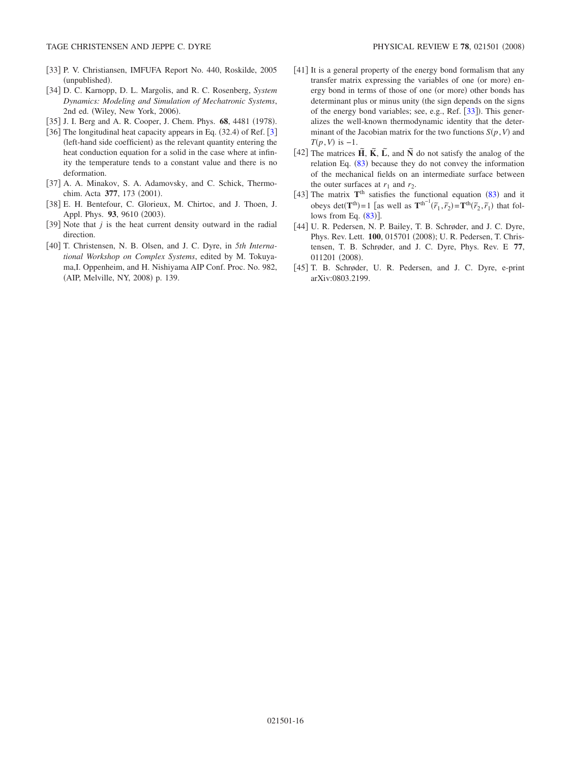[33] P. V. Christiansen, IMFUFA Report No. 440, Roskilde, 2005 (unpublished).

[34] D. C. Karnopp, D. L. Margolis, and R. C. Rosenberg, *System Dynamics: Modeling and Simulation of Mechatronic Systems*, 2nd ed. (Wiley, New York, 2006).

[35] J. I. Berg and A. R. Cooper, J. Chem. Phys. **68**, 4481 (1978).

[36] The longitudinal heat capacity appears in Eq. (32.4) of Ref. [3] (left-hand side coefficient) as the relevant quantity entering the heat conduction equation for a solid in the case where at infinity the temperature tends to a constant value and there is no deformation.

[37] A. A. Minakov, S. A. Adamovsky, and C. Schick, Thermochim. Acta **377**, 173 (2001).

[38] E. H. Bentefour, C. Glorieux, M. Chirtoc, and J. Thoen, J. Appl. Phys. **93**, 9610 (2003).

[39] Note that $j$ is the heat current density outward in the radial direction.

[40] T. Christensen, N. B. Olsen, and J. C. Dyre, in *5th International Workshop on Complex Systems*, edited by M. Tokuyama, I. Oppenheim, and H. Nishiyama AIP Conf. Proc. No. 982, (AIP, Melville, NY, 2008) p. 139.

[41] It is a general property of the energy bond formalism that any transfer matrix expressing the variables of one (or more) energy bond in terms of those of one (or more) other bonds has determinant plus or minus unity (the sign depends on the signs of the energy bond variables; see, e.g., Ref. [33]). This generalizes the well-known thermodynamic identity that the determinant of the Jacobian matrix for the two functions $S(p,V)$ and $T(p,V)$ is $-1$.

[42] The matrices $\tilde{\mathbf{H}}$, $\tilde{\mathbf{K}}$, $\tilde{\mathbf{L}}$, and $\tilde{\mathbf{N}}$ do not satisfy the analog of the relation Eq. (83) because they do not convey the information of the mechanical fields on an intermediate surface between the outer surfaces at $r_1$ and $r_2$.

[43] The matrix $\mathbf{T}^{\mathrm{th}}$ satisfies the functional equation (83) and it obeys $\det(\mathbf{T}^{\mathrm{th}})=1$ [as well as $\mathbf{T}^{\mathrm{th}^{-1}}(\tilde{r}_1,\tilde{r}_2)=\mathbf{T}^{\mathrm{th}}(\tilde{r}_2,\tilde{r}_1)$ that follows from Eq. (83)].

[44] U. R. Pedersen, N. P. Bailey, T. B. Schrøder, and J. C. Dyre, Phys. Rev. Lett. **100**, 015701 (2008); U. R. Pedersen, T. Christensen, T. B. Schrøder, and J. C. Dyre, Phys. Rev. E **77**, 011201 (2008).

[45] T. B. Schrøder, U. R. Pedersen, and J. C. Dyre, e-print arXiv:0803.2199.